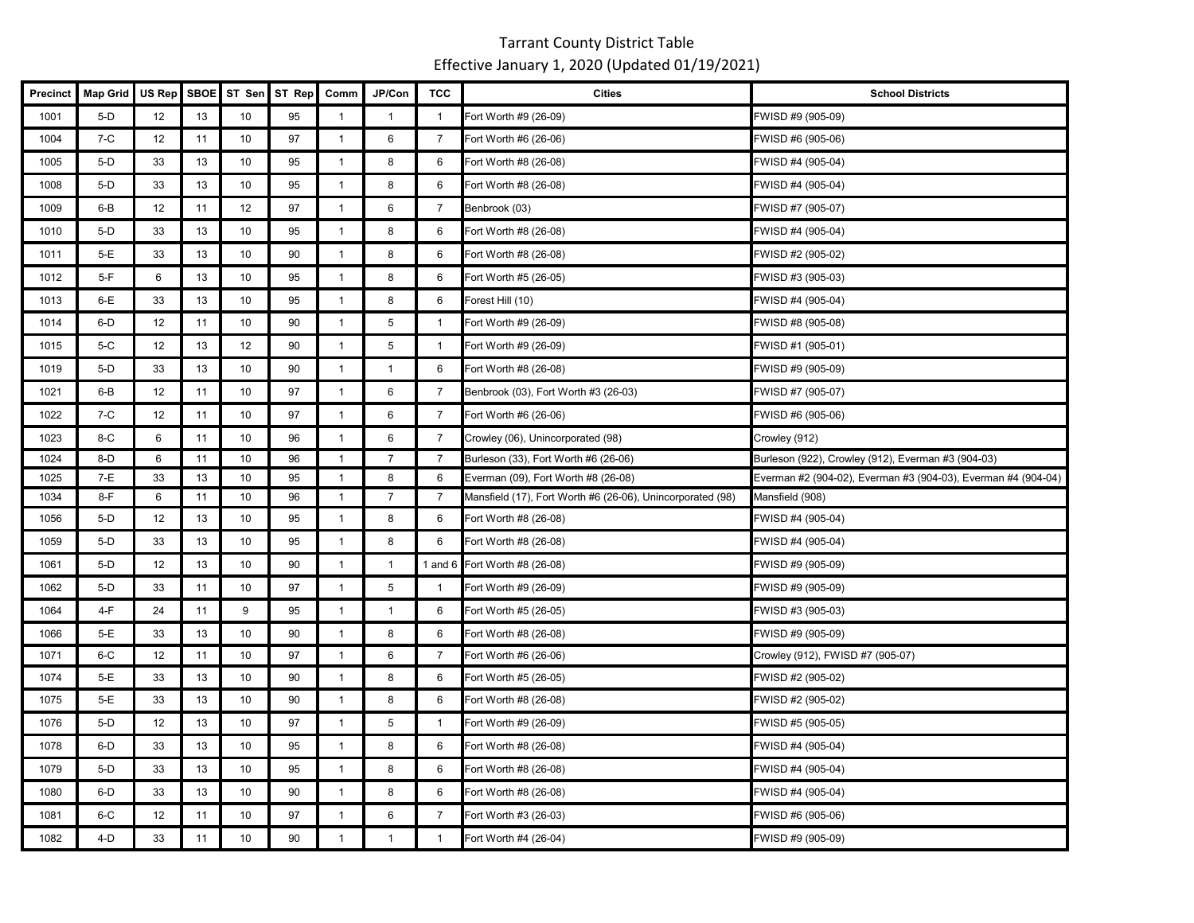# Tarrant County District Table

Effective January 1, 2020 (Updated 01/19/2021)

| Precinct | Map Grid | US Rep | SBOE | ST Sen | ST Rep | Comm | JP/Con | TCC | Cities | School Districts |
|---|---|---|---|---|---|---|---|---|---|---|
| 1001 | 5-D | 12 | 13 | 10 | 95 | 1 | 1 | 1 | Fort Worth #9 (26-09) | FWISD #9 (905-09) |
| 1004 | 7-C | 12 | 11 | 10 | 97 | 1 | 6 | 7 | Fort Worth #6 (26-06) | FWISD #6 (905-06) |
| 1005 | 5-D | 33 | 13 | 10 | 95 | 1 | 8 | 6 | Fort Worth #8 (26-08) | FWISD #4 (905-04) |
| 1008 | 5-D | 33 | 13 | 10 | 95 | 1 | 8 | 6 | Fort Worth #8 (26-08) | FWISD #4 (905-04) |
| 1009 | 6-B | 12 | 11 | 12 | 97 | 1 | 6 | 7 | Benbrook (03) | FWISD #7 (905-07) |
| 1010 | 5-D | 33 | 13 | 10 | 95 | 1 | 8 | 6 | Fort Worth #8 (26-08) | FWISD #4 (905-04) |
| 1011 | 5-E | 33 | 13 | 10 | 90 | 1 | 8 | 6 | Fort Worth #8 (26-08) | FWISD #2 (905-02) |
| 1012 | 5-F | 6 | 13 | 10 | 95 | 1 | 8 | 6 | Fort Worth #5 (26-05) | FWISD #3 (905-03) |
| 1013 | 6-E | 33 | 13 | 10 | 95 | 1 | 8 | 6 | Forest Hill (10) | FWISD #4 (905-04) |
| 1014 | 6-D | 12 | 11 | 10 | 90 | 1 | 5 | 1 | Fort Worth #9 (26-09) | FWISD #8 (905-08) |
| 1015 | 5-C | 12 | 13 | 12 | 90 | 1 | 5 | 1 | Fort Worth #9 (26-09) | FWISD #1 (905-01) |
| 1019 | 5-D | 33 | 13 | 10 | 90 | 1 | 1 | 6 | Fort Worth #8 (26-08) | FWISD #9 (905-09) |
| 1021 | 6-B | 12 | 11 | 10 | 97 | 1 | 6 | 7 | Benbrook (03), Fort Worth #3 (26-03) | FWISD #7 (905-07) |
| 1022 | 7-C | 12 | 11 | 10 | 97 | 1 | 6 | 7 | Fort Worth #6 (26-06) | FWISD #6 (905-06) |
| 1023 | 8-C | 6 | 11 | 10 | 96 | 1 | 6 | 7 | Crowley (06), Unincorporated (98) | Crowley (912) |
| 1024 | 8-D | 6 | 11 | 10 | 96 | 1 | 7 | 7 | Burleson (33), Fort Worth #6 (26-06) | Burleson (922), Crowley (912), Everman #3 (904-03) |
| 1025 | 7-E | 33 | 13 | 10 | 95 | 1 | 8 | 6 | Everman (09), Fort Worth #8 (26-08) | Everman #2 (904-02), Everman #3 (904-03), Everman #4 (904-04) |
| 1034 | 8-F | 6 | 11 | 10 | 96 | 1 | 7 | 7 | Mansfield (17), Fort Worth #6 (26-06), Unincorporated (98) | Mansfield (908) |
| 1056 | 5-D | 12 | 13 | 10 | 95 | 1 | 8 | 6 | Fort Worth #8 (26-08) | FWISD #4 (905-04) |
| 1059 | 5-D | 33 | 13 | 10 | 95 | 1 | 8 | 6 | Fort Worth #8 (26-08) | FWISD #4 (905-04) |
| 1061 | 5-D | 12 | 13 | 10 | 90 | 1 | 1 | 1 and 6 | Fort Worth #8 (26-08) | FWISD #9 (905-09) |
| 1062 | 5-D | 33 | 11 | 10 | 97 | 1 | 5 | 1 | Fort Worth #9 (26-09) | FWISD #9 (905-09) |
| 1064 | 4-F | 24 | 11 | 9 | 95 | 1 | 1 | 6 | Fort Worth #5 (26-05) | FWISD #3 (905-03) |
| 1066 | 5-E | 33 | 13 | 10 | 90 | 1 | 8 | 6 | Fort Worth #8 (26-08) | FWISD #9 (905-09) |
| 1071 | 6-C | 12 | 11 | 10 | 97 | 1 | 6 | 7 | Fort Worth #6 (26-06) | Crowley (912), FWISD #7 (905-07) |
| 1074 | 5-E | 33 | 13 | 10 | 90 | 1 | 8 | 6 | Fort Worth #5 (26-05) | FWISD #2 (905-02) |
| 1075 | 5-E | 33 | 13 | 10 | 90 | 1 | 8 | 6 | Fort Worth #8 (26-08) | FWISD #2 (905-02) |
| 1076 | 5-D | 12 | 13 | 10 | 97 | 1 | 5 | 1 | Fort Worth #9 (26-09) | FWISD #5 (905-05) |
| 1078 | 6-D | 33 | 13 | 10 | 95 | 1 | 8 | 6 | Fort Worth #8 (26-08) | FWISD #4 (905-04) |
| 1079 | 5-D | 33 | 13 | 10 | 95 | 1 | 8 | 6 | Fort Worth #8 (26-08) | FWISD #4 (905-04) |
| 1080 | 6-D | 33 | 13 | 10 | 90 | 1 | 8 | 6 | Fort Worth #8 (26-08) | FWISD #4 (905-04) |
| 1081 | 6-C | 12 | 11 | 10 | 97 | 1 | 6 | 7 | Fort Worth #3 (26-03) | FWISD #6 (905-06) |
| 1082 | 4-D | 33 | 11 | 10 | 90 | 1 | 1 | 1 | Fort Worth #4 (26-04) | FWISD #9 (905-09) |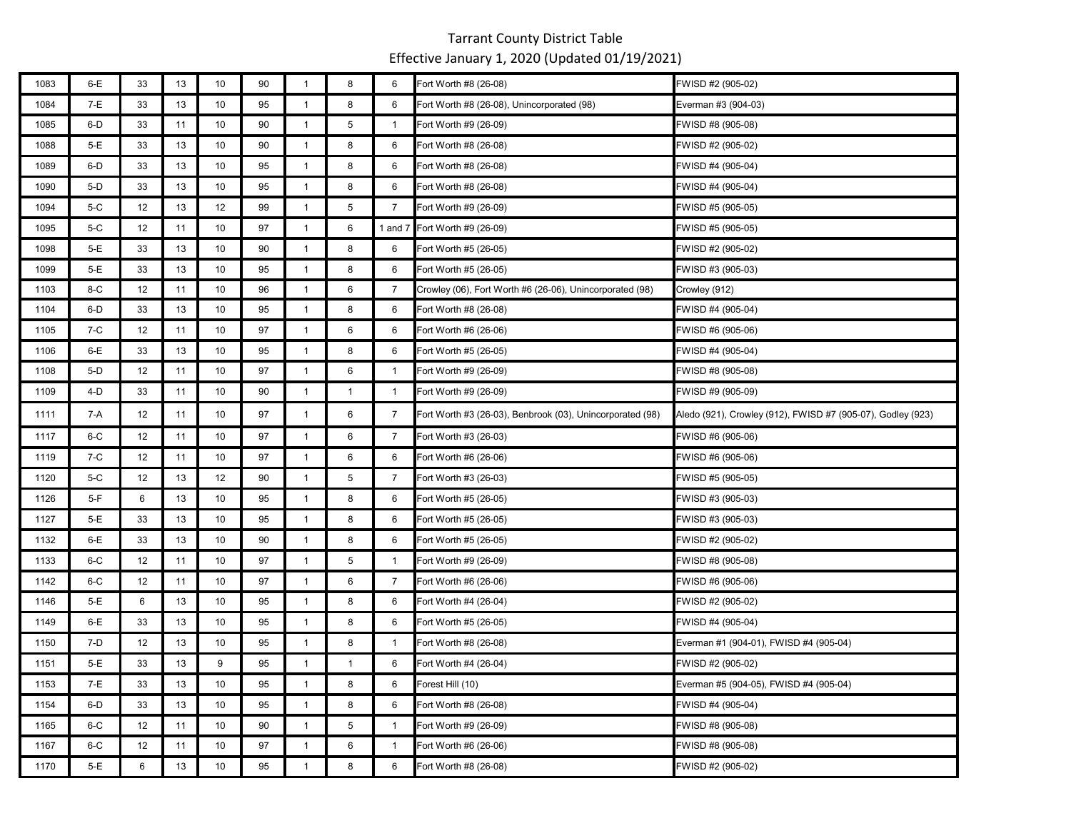# Tarrant County District Table

Effective January 1, 2020 (Updated 01/19/2021)

| | | | | | | | | | | |
|---|---|---|---|---|---|---|---|---|---|---|
| 1083 | 6-E | 33 | 13 | 10 | 90 | 1 | 8 | 6 | Fort Worth #8 (26-08) | FWISD #2 (905-02) |
| 1084 | 7-E | 33 | 13 | 10 | 95 | 1 | 8 | 6 | Fort Worth #8 (26-08), Unincorporated (98) | Everman #3 (904-03) |
| 1085 | 6-D | 33 | 11 | 10 | 90 | 1 | 5 | 1 | Fort Worth #9 (26-09) | FWISD #8 (905-08) |
| 1088 | 5-E | 33 | 13 | 10 | 90 | 1 | 8 | 6 | Fort Worth #8 (26-08) | FWISD #2 (905-02) |
| 1089 | 6-D | 33 | 13 | 10 | 95 | 1 | 8 | 6 | Fort Worth #8 (26-08) | FWISD #4 (905-04) |
| 1090 | 5-D | 33 | 13 | 10 | 95 | 1 | 8 | 6 | Fort Worth #8 (26-08) | FWISD #4 (905-04) |
| 1094 | 5-C | 12 | 13 | 12 | 99 | 1 | 5 | 7 | Fort Worth #9 (26-09) | FWISD #5 (905-05) |
| 1095 | 5-C | 12 | 11 | 10 | 97 | 1 | 6 | 1 and 7 | Fort Worth #9 (26-09) | FWISD #5 (905-05) |
| 1098 | 5-E | 33 | 13 | 10 | 90 | 1 | 8 | 6 | Fort Worth #5 (26-05) | FWISD #2 (905-02) |
| 1099 | 5-E | 33 | 13 | 10 | 95 | 1 | 8 | 6 | Fort Worth #5 (26-05) | FWISD #3 (905-03) |
| 1103 | 8-C | 12 | 11 | 10 | 96 | 1 | 6 | 7 | Crowley (06), Fort Worth #6 (26-06), Unincorporated (98) | Crowley (912) |
| 1104 | 6-D | 33 | 13 | 10 | 95 | 1 | 8 | 6 | Fort Worth #8 (26-08) | FWISD #4 (905-04) |
| 1105 | 7-C | 12 | 11 | 10 | 97 | 1 | 6 | 6 | Fort Worth #6 (26-06) | FWISD #6 (905-06) |
| 1106 | 6-E | 33 | 13 | 10 | 95 | 1 | 8 | 6 | Fort Worth #5 (26-05) | FWISD #4 (905-04) |
| 1108 | 5-D | 12 | 11 | 10 | 97 | 1 | 6 | 1 | Fort Worth #9 (26-09) | FWISD #8 (905-08) |
| 1109 | 4-D | 33 | 11 | 10 | 90 | 1 | 1 | 1 | Fort Worth #9 (26-09) | FWISD #9 (905-09) |
| 1111 | 7-A | 12 | 11 | 10 | 97 | 1 | 6 | 7 | Fort Worth #3 (26-03), Benbrook (03), Unincorporated (98) | Aledo (921), Crowley (912), FWISD #7 (905-07), Godley (923) |
| 1117 | 6-C | 12 | 11 | 10 | 97 | 1 | 6 | 7 | Fort Worth #3 (26-03) | FWISD #6 (905-06) |
| 1119 | 7-C | 12 | 11 | 10 | 97 | 1 | 6 | 6 | Fort Worth #6 (26-06) | FWISD #6 (905-06) |
| 1120 | 5-C | 12 | 13 | 12 | 90 | 1 | 5 | 7 | Fort Worth #3 (26-03) | FWISD #5 (905-05) |
| 1126 | 5-F | 6 | 13 | 10 | 95 | 1 | 8 | 6 | Fort Worth #5 (26-05) | FWISD #3 (905-03) |
| 1127 | 5-E | 33 | 13 | 10 | 95 | 1 | 8 | 6 | Fort Worth #5 (26-05) | FWISD #3 (905-03) |
| 1132 | 6-E | 33 | 13 | 10 | 90 | 1 | 8 | 6 | Fort Worth #5 (26-05) | FWISD #2 (905-02) |
| 1133 | 6-C | 12 | 11 | 10 | 97 | 1 | 5 | 1 | Fort Worth #9 (26-09) | FWISD #8 (905-08) |
| 1142 | 6-C | 12 | 11 | 10 | 97 | 1 | 6 | 7 | Fort Worth #6 (26-06) | FWISD #6 (905-06) |
| 1146 | 5-E | 6 | 13 | 10 | 95 | 1 | 8 | 6 | Fort Worth #4 (26-04) | FWISD #2 (905-02) |
| 1149 | 6-E | 33 | 13 | 10 | 95 | 1 | 8 | 6 | Fort Worth #5 (26-05) | FWISD #4 (905-04) |
| 1150 | 7-D | 12 | 13 | 10 | 95 | 1 | 8 | 1 | Fort Worth #8 (26-08) | Everman #1 (904-01), FWISD #4 (905-04) |
| 1151 | 5-E | 33 | 13 | 9 | 95 | 1 | 1 | 6 | Fort Worth #4 (26-04) | FWISD #2 (905-02) |
| 1153 | 7-E | 33 | 13 | 10 | 95 | 1 | 8 | 6 | Forest Hill (10) | Everman #5 (904-05), FWISD #4 (905-04) |
| 1154 | 6-D | 33 | 13 | 10 | 95 | 1 | 8 | 6 | Fort Worth #8 (26-08) | FWISD #4 (905-04) |
| 1165 | 6-C | 12 | 11 | 10 | 90 | 1 | 5 | 1 | Fort Worth #9 (26-09) | FWISD #8 (905-08) |
| 1167 | 6-C | 12 | 11 | 10 | 97 | 1 | 6 | 1 | Fort Worth #6 (26-06) | FWISD #8 (905-08) |
| 1170 | 5-E | 6 | 13 | 10 | 95 | 1 | 8 | 6 | Fort Worth #8 (26-08) | FWISD #2 (905-02) |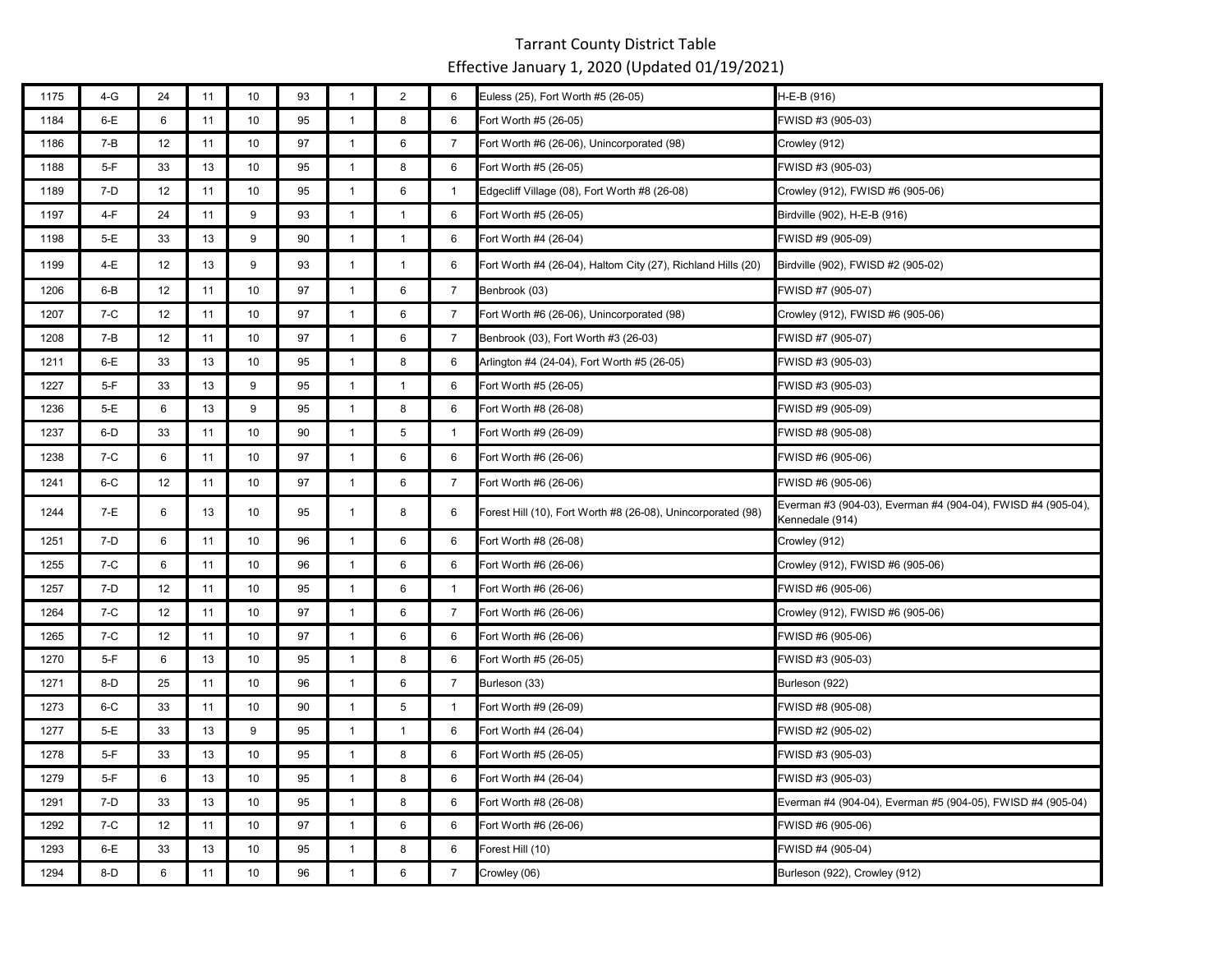# Tarrant County District Table

Effective January 1, 2020 (Updated 01/19/2021)

| | | | | | | | | | | |
|---|---|---|---|---|---|---|---|---|---|---|
| 1175 | 4-G | 24 | 11 | 10 | 93 | 1 | 2 | 6 | Euless (25), Fort Worth #5 (26-05) | H-E-B (916) |
| 1184 | 6-E | 6 | 11 | 10 | 95 | 1 | 8 | 6 | Fort Worth #5 (26-05) | FWISD #3 (905-03) |
| 1186 | 7-B | 12 | 11 | 10 | 97 | 1 | 6 | 7 | Fort Worth #6 (26-06), Unincorporated (98) | Crowley (912) |
| 1188 | 5-F | 33 | 13 | 10 | 95 | 1 | 8 | 6 | Fort Worth #5 (26-05) | FWISD #3 (905-03) |
| 1189 | 7-D | 12 | 11 | 10 | 95 | 1 | 6 | 1 | Edgecliff Village (08), Fort Worth #8 (26-08) | Crowley (912), FWISD #6 (905-06) |
| 1197 | 4-F | 24 | 11 | 9 | 93 | 1 | 1 | 6 | Fort Worth #5 (26-05) | Birdville (902), H-E-B (916) |
| 1198 | 5-E | 33 | 13 | 9 | 90 | 1 | 1 | 6 | Fort Worth #4 (26-04) | FWISD #9 (905-09) |
| 1199 | 4-E | 12 | 13 | 9 | 93 | 1 | 1 | 6 | Fort Worth #4 (26-04), Haltom City (27), Richland Hills (20) | Birdville (902), FWISD #2 (905-02) |
| 1206 | 6-B | 12 | 11 | 10 | 97 | 1 | 6 | 7 | Benbrook (03) | FWISD #7 (905-07) |
| 1207 | 7-C | 12 | 11 | 10 | 97 | 1 | 6 | 7 | Fort Worth #6 (26-06), Unincorporated (98) | Crowley (912), FWISD #6 (905-06) |
| 1208 | 7-B | 12 | 11 | 10 | 97 | 1 | 6 | 7 | Benbrook (03), Fort Worth #3 (26-03) | FWISD #7 (905-07) |
| 1211 | 6-E | 33 | 13 | 10 | 95 | 1 | 8 | 6 | Arlington #4 (24-04), Fort Worth #5 (26-05) | FWISD #3 (905-03) |
| 1227 | 5-F | 33 | 13 | 9 | 95 | 1 | 1 | 6 | Fort Worth #5 (26-05) | FWISD #3 (905-03) |
| 1236 | 5-E | 6 | 13 | 9 | 95 | 1 | 8 | 6 | Fort Worth #8 (26-08) | FWISD #9 (905-09) |
| 1237 | 6-D | 33 | 11 | 10 | 90 | 1 | 5 | 1 | Fort Worth #9 (26-09) | FWISD #8 (905-08) |
| 1238 | 7-C | 6 | 11 | 10 | 97 | 1 | 6 | 6 | Fort Worth #6 (26-06) | FWISD #6 (905-06) |
| 1241 | 6-C | 12 | 11 | 10 | 97 | 1 | 6 | 7 | Fort Worth #6 (26-06) | FWISD #6 (905-06) |
| 1244 | 7-E | 6 | 13 | 10 | 95 | 1 | 8 | 6 | Forest Hill (10), Fort Worth #8 (26-08), Unincorporated (98) | Everman #3 (904-03), Everman #4 (904-04), FWISD #4 (905-04), Kennedale (914) |
| 1251 | 7-D | 6 | 11 | 10 | 96 | 1 | 6 | 6 | Fort Worth #8 (26-08) | Crowley (912) |
| 1255 | 7-C | 6 | 11 | 10 | 96 | 1 | 6 | 6 | Fort Worth #6 (26-06) | Crowley (912), FWISD #6 (905-06) |
| 1257 | 7-D | 12 | 11 | 10 | 95 | 1 | 6 | 1 | Fort Worth #6 (26-06) | FWISD #6 (905-06) |
| 1264 | 7-C | 12 | 11 | 10 | 97 | 1 | 6 | 7 | Fort Worth #6 (26-06) | Crowley (912), FWISD #6 (905-06) |
| 1265 | 7-C | 12 | 11 | 10 | 97 | 1 | 6 | 6 | Fort Worth #6 (26-06) | FWISD #6 (905-06) |
| 1270 | 5-F | 6 | 13 | 10 | 95 | 1 | 8 | 6 | Fort Worth #5 (26-05) | FWISD #3 (905-03) |
| 1271 | 8-D | 25 | 11 | 10 | 96 | 1 | 6 | 7 | Burleson (33) | Burleson (922) |
| 1273 | 6-C | 33 | 11 | 10 | 90 | 1 | 5 | 1 | Fort Worth #9 (26-09) | FWISD #8 (905-08) |
| 1277 | 5-E | 33 | 13 | 9 | 95 | 1 | 1 | 6 | Fort Worth #4 (26-04) | FWISD #2 (905-02) |
| 1278 | 5-F | 33 | 13 | 10 | 95 | 1 | 8 | 6 | Fort Worth #5 (26-05) | FWISD #3 (905-03) |
| 1279 | 5-F | 6 | 13 | 10 | 95 | 1 | 8 | 6 | Fort Worth #4 (26-04) | FWISD #3 (905-03) |
| 1291 | 7-D | 33 | 13 | 10 | 95 | 1 | 8 | 6 | Fort Worth #8 (26-08) | Everman #4 (904-04), Everman #5 (904-05), FWISD #4 (905-04) |
| 1292 | 7-C | 12 | 11 | 10 | 97 | 1 | 6 | 6 | Fort Worth #6 (26-06) | FWISD #6 (905-06) |
| 1293 | 6-E | 33 | 13 | 10 | 95 | 1 | 8 | 6 | Forest Hill (10) | FWISD #4 (905-04) |
| 1294 | 8-D | 6 | 11 | 10 | 96 | 1 | 6 | 7 | Crowley (06) | Burleson (922), Crowley (912) |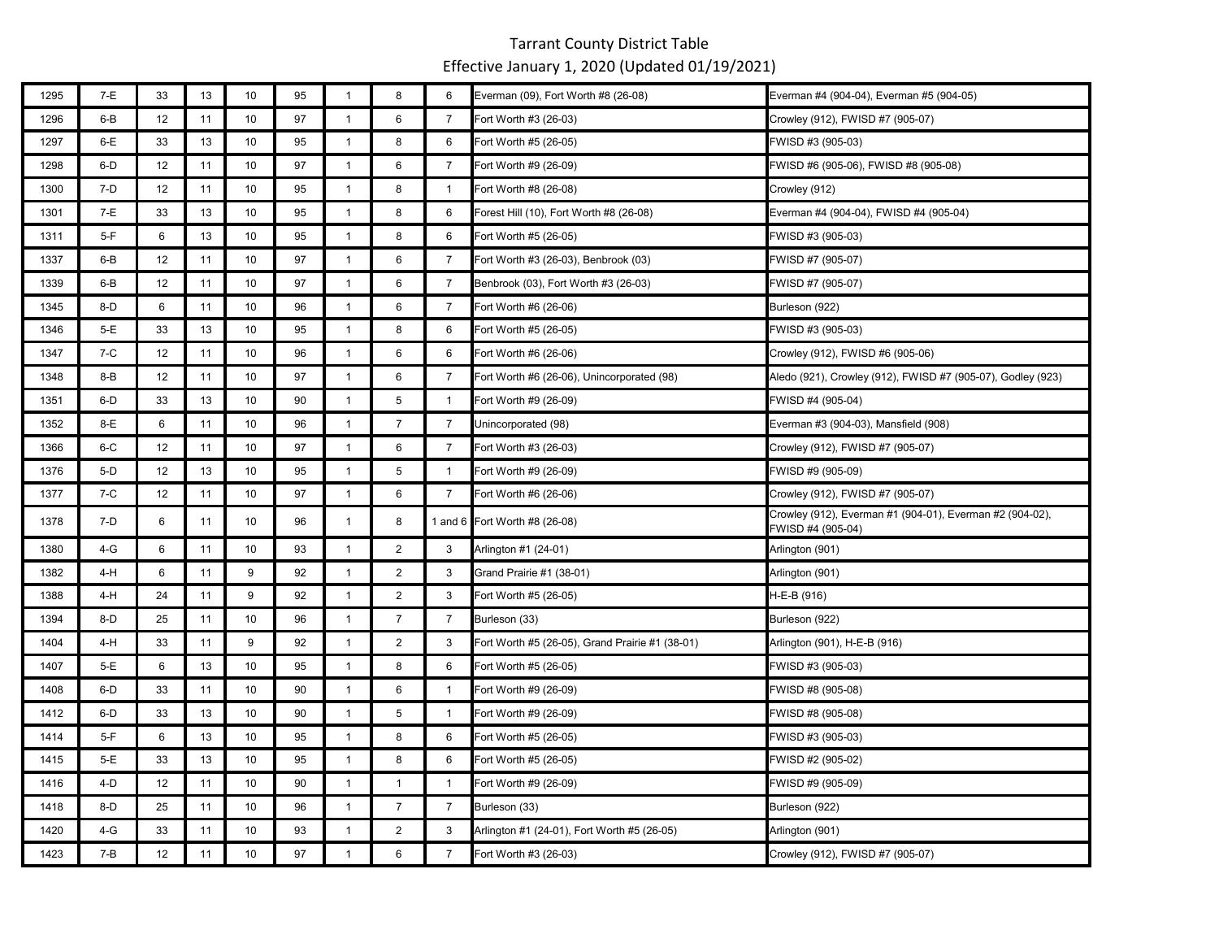# Tarrant County District Table

Effective January 1, 2020 (Updated 01/19/2021)

| | | | | | | | | | | |
|---|---|---|---|---|---|---|---|---|---|---|
| 1295 | 7-E | 33 | 13 | 10 | 95 | 1 | 8 | 6 | Everman (09), Fort Worth #8 (26-08) | Everman #4 (904-04), Everman #5 (904-05) |
| 1296 | 6-B | 12 | 11 | 10 | 97 | 1 | 6 | 7 | Fort Worth #3 (26-03) | Crowley (912), FWISD #7 (905-07) |
| 1297 | 6-E | 33 | 13 | 10 | 95 | 1 | 8 | 6 | Fort Worth #5 (26-05) | FWISD #3 (905-03) |
| 1298 | 6-D | 12 | 11 | 10 | 97 | 1 | 6 | 7 | Fort Worth #9 (26-09) | FWISD #6 (905-06), FWISD #8 (905-08) |
| 1300 | 7-D | 12 | 11 | 10 | 95 | 1 | 8 | 1 | Fort Worth #8 (26-08) | Crowley (912) |
| 1301 | 7-E | 33 | 13 | 10 | 95 | 1 | 8 | 6 | Forest Hill (10), Fort Worth #8 (26-08) | Everman #4 (904-04), FWISD #4 (905-04) |
| 1311 | 5-F | 6 | 13 | 10 | 95 | 1 | 8 | 6 | Fort Worth #5 (26-05) | FWISD #3 (905-03) |
| 1337 | 6-B | 12 | 11 | 10 | 97 | 1 | 6 | 7 | Fort Worth #3 (26-03), Benbrook (03) | FWISD #7 (905-07) |
| 1339 | 6-B | 12 | 11 | 10 | 97 | 1 | 6 | 7 | Benbrook (03), Fort Worth #3 (26-03) | FWISD #7 (905-07) |
| 1345 | 8-D | 6 | 11 | 10 | 96 | 1 | 6 | 7 | Fort Worth #6 (26-06) | Burleson (922) |
| 1346 | 5-E | 33 | 13 | 10 | 95 | 1 | 8 | 6 | Fort Worth #5 (26-05) | FWISD #3 (905-03) |
| 1347 | 7-C | 12 | 11 | 10 | 96 | 1 | 6 | 6 | Fort Worth #6 (26-06) | Crowley (912), FWISD #6 (905-06) |
| 1348 | 8-B | 12 | 11 | 10 | 97 | 1 | 6 | 7 | Fort Worth #6 (26-06), Unincorporated (98) | Aledo (921), Crowley (912), FWISD #7 (905-07), Godley (923) |
| 1351 | 6-D | 33 | 13 | 10 | 90 | 1 | 5 | 1 | Fort Worth #9 (26-09) | FWISD #4 (905-04) |
| 1352 | 8-E | 6 | 11 | 10 | 96 | 1 | 7 | 7 | Unincorporated (98) | Everman #3 (904-03), Mansfield (908) |
| 1366 | 6-C | 12 | 11 | 10 | 97 | 1 | 6 | 7 | Fort Worth #3 (26-03) | Crowley (912), FWISD #7 (905-07) |
| 1376 | 5-D | 12 | 13 | 10 | 95 | 1 | 5 | 1 | Fort Worth #9 (26-09) | FWISD #9 (905-09) |
| 1377 | 7-C | 12 | 11 | 10 | 97 | 1 | 6 | 7 | Fort Worth #6 (26-06) | Crowley (912), FWISD #7 (905-07) |
| 1378 | 7-D | 6 | 11 | 10 | 96 | 1 | 8 | 1 and 6 | Fort Worth #8 (26-08) | Crowley (912), Everman #1 (904-01), Everman #2 (904-02), FWISD #4 (905-04) |
| 1380 | 4-G | 6 | 11 | 10 | 93 | 1 | 2 | 3 | Arlington #1 (24-01) | Arlington (901) |
| 1382 | 4-H | 6 | 11 | 9 | 92 | 1 | 2 | 3 | Grand Prairie #1 (38-01) | Arlington (901) |
| 1388 | 4-H | 24 | 11 | 9 | 92 | 1 | 2 | 3 | Fort Worth #5 (26-05) | H-E-B (916) |
| 1394 | 8-D | 25 | 11 | 10 | 96 | 1 | 7 | 7 | Burleson (33) | Burleson (922) |
| 1404 | 4-H | 33 | 11 | 9 | 92 | 1 | 2 | 3 | Fort Worth #5 (26-05), Grand Prairie #1 (38-01) | Arlington (901), H-E-B (916) |
| 1407 | 5-E | 6 | 13 | 10 | 95 | 1 | 8 | 6 | Fort Worth #5 (26-05) | FWISD #3 (905-03) |
| 1408 | 6-D | 33 | 11 | 10 | 90 | 1 | 6 | 1 | Fort Worth #9 (26-09) | FWISD #8 (905-08) |
| 1412 | 6-D | 33 | 13 | 10 | 90 | 1 | 5 | 1 | Fort Worth #9 (26-09) | FWISD #8 (905-08) |
| 1414 | 5-F | 6 | 13 | 10 | 95 | 1 | 8 | 6 | Fort Worth #5 (26-05) | FWISD #3 (905-03) |
| 1415 | 5-E | 33 | 13 | 10 | 95 | 1 | 8 | 6 | Fort Worth #5 (26-05) | FWISD #2 (905-02) |
| 1416 | 4-D | 12 | 11 | 10 | 90 | 1 | 1 | 1 | Fort Worth #9 (26-09) | FWISD #9 (905-09) |
| 1418 | 8-D | 25 | 11 | 10 | 96 | 1 | 7 | 7 | Burleson (33) | Burleson (922) |
| 1420 | 4-G | 33 | 11 | 10 | 93 | 1 | 2 | 3 | Arlington #1 (24-01), Fort Worth #5 (26-05) | Arlington (901) |
| 1423 | 7-B | 12 | 11 | 10 | 97 | 1 | 6 | 7 | Fort Worth #3 (26-03) | Crowley (912), FWISD #7 (905-07) |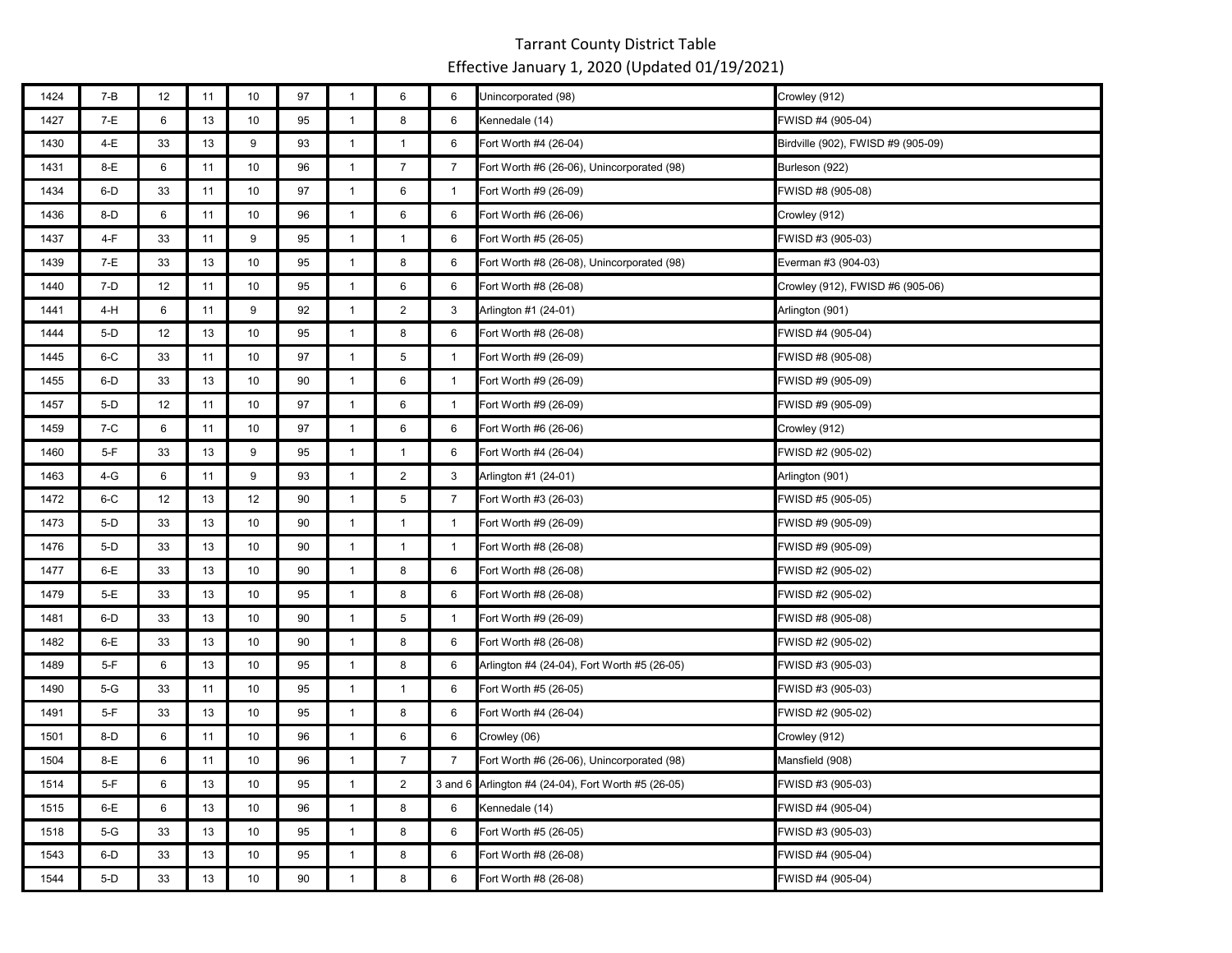# Tarrant County District Table

Effective January 1, 2020 (Updated 01/19/2021)

| | | | | | | | | | | |
|---|---|---|---|---|---|---|---|---|---|---|
| 1424 | 7-B | 12 | 11 | 10 | 97 | 1 | 6 | 6 | Unincorporated (98) | Crowley (912) |
| 1427 | 7-E | 6 | 13 | 10 | 95 | 1 | 8 | 6 | Kennedale (14) | FWISD #4 (905-04) |
| 1430 | 4-E | 33 | 13 | 9 | 93 | 1 | 1 | 6 | Fort Worth #4 (26-04) | Birdville (902), FWISD #9 (905-09) |
| 1431 | 8-E | 6 | 11 | 10 | 96 | 1 | 7 | 7 | Fort Worth #6 (26-06), Unincorporated (98) | Burleson (922) |
| 1434 | 6-D | 33 | 11 | 10 | 97 | 1 | 6 | 1 | Fort Worth #9 (26-09) | FWISD #8 (905-08) |
| 1436 | 8-D | 6 | 11 | 10 | 96 | 1 | 6 | 6 | Fort Worth #6 (26-06) | Crowley (912) |
| 1437 | 4-F | 33 | 11 | 9 | 95 | 1 | 1 | 6 | Fort Worth #5 (26-05) | FWISD #3 (905-03) |
| 1439 | 7-E | 33 | 13 | 10 | 95 | 1 | 8 | 6 | Fort Worth #8 (26-08), Unincorporated (98) | Everman #3 (904-03) |
| 1440 | 7-D | 12 | 11 | 10 | 95 | 1 | 6 | 6 | Fort Worth #8 (26-08) | Crowley (912), FWISD #6 (905-06) |
| 1441 | 4-H | 6 | 11 | 9 | 92 | 1 | 2 | 3 | Arlington #1 (24-01) | Arlington (901) |
| 1444 | 5-D | 12 | 13 | 10 | 95 | 1 | 8 | 6 | Fort Worth #8 (26-08) | FWISD #4 (905-04) |
| 1445 | 6-C | 33 | 11 | 10 | 97 | 1 | 5 | 1 | Fort Worth #9 (26-09) | FWISD #8 (905-08) |
| 1455 | 6-D | 33 | 13 | 10 | 90 | 1 | 6 | 1 | Fort Worth #9 (26-09) | FWISD #9 (905-09) |
| 1457 | 5-D | 12 | 11 | 10 | 97 | 1 | 6 | 1 | Fort Worth #9 (26-09) | FWISD #9 (905-09) |
| 1459 | 7-C | 6 | 11 | 10 | 97 | 1 | 6 | 6 | Fort Worth #6 (26-06) | Crowley (912) |
| 1460 | 5-F | 33 | 13 | 9 | 95 | 1 | 1 | 6 | Fort Worth #4 (26-04) | FWISD #2 (905-02) |
| 1463 | 4-G | 6 | 11 | 9 | 93 | 1 | 2 | 3 | Arlington #1 (24-01) | Arlington (901) |
| 1472 | 6-C | 12 | 13 | 12 | 90 | 1 | 5 | 7 | Fort Worth #3 (26-03) | FWISD #5 (905-05) |
| 1473 | 5-D | 33 | 13 | 10 | 90 | 1 | 1 | 1 | Fort Worth #9 (26-09) | FWISD #9 (905-09) |
| 1476 | 5-D | 33 | 13 | 10 | 90 | 1 | 1 | 1 | Fort Worth #8 (26-08) | FWISD #9 (905-09) |
| 1477 | 6-E | 33 | 13 | 10 | 90 | 1 | 8 | 6 | Fort Worth #8 (26-08) | FWISD #2 (905-02) |
| 1479 | 5-E | 33 | 13 | 10 | 95 | 1 | 8 | 6 | Fort Worth #8 (26-08) | FWISD #2 (905-02) |
| 1481 | 6-D | 33 | 13 | 10 | 90 | 1 | 5 | 1 | Fort Worth #9 (26-09) | FWISD #8 (905-08) |
| 1482 | 6-E | 33 | 13 | 10 | 90 | 1 | 8 | 6 | Fort Worth #8 (26-08) | FWISD #2 (905-02) |
| 1489 | 5-F | 6 | 13 | 10 | 95 | 1 | 8 | 6 | Arlington #4 (24-04), Fort Worth #5 (26-05) | FWISD #3 (905-03) |
| 1490 | 5-G | 33 | 11 | 10 | 95 | 1 | 1 | 6 | Fort Worth #5 (26-05) | FWISD #3 (905-03) |
| 1491 | 5-F | 33 | 13 | 10 | 95 | 1 | 8 | 6 | Fort Worth #4 (26-04) | FWISD #2 (905-02) |
| 1501 | 8-D | 6 | 11 | 10 | 96 | 1 | 6 | 6 | Crowley (06) | Crowley (912) |
| 1504 | 8-E | 6 | 11 | 10 | 96 | 1 | 7 | 7 | Fort Worth #6 (26-06), Unincorporated (98) | Mansfield (908) |
| 1514 | 5-F | 6 | 13 | 10 | 95 | 1 | 2 | 3 and 6 | Arlington #4 (24-04), Fort Worth #5 (26-05) | FWISD #3 (905-03) |
| 1515 | 6-E | 6 | 13 | 10 | 96 | 1 | 8 | 6 | Kennedale (14) | FWISD #4 (905-04) |
| 1518 | 5-G | 33 | 13 | 10 | 95 | 1 | 8 | 6 | Fort Worth #5 (26-05) | FWISD #3 (905-03) |
| 1543 | 6-D | 33 | 13 | 10 | 95 | 1 | 8 | 6 | Fort Worth #8 (26-08) | FWISD #4 (905-04) |
| 1544 | 5-D | 33 | 13 | 10 | 90 | 1 | 8 | 6 | Fort Worth #8 (26-08) | FWISD #4 (905-04) |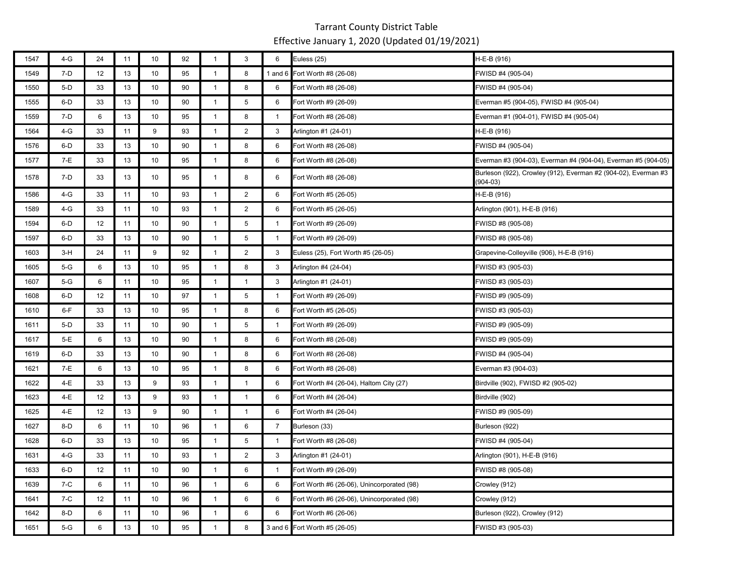# Tarrant County District Table

Effective January 1, 2020 (Updated 01/19/2021)

| | | | | | | | | | | |
|---|---|---|---|---|---|---|---|---|---|---|
| 1547 | 4-G | 24 | 11 | 10 | 92 | 1 | 3 | 6 | Euless (25) | H-E-B (916) |
| 1549 | 7-D | 12 | 13 | 10 | 95 | 1 | 8 | 1 and 6 | Fort Worth #8 (26-08) | FWISD #4 (905-04) |
| 1550 | 5-D | 33 | 13 | 10 | 90 | 1 | 8 | 6 | Fort Worth #8 (26-08) | FWISD #4 (905-04) |
| 1555 | 6-D | 33 | 13 | 10 | 90 | 1 | 5 | 6 | Fort Worth #9 (26-09) | Everman #5 (904-05), FWISD #4 (905-04) |
| 1559 | 7-D | 6 | 13 | 10 | 95 | 1 | 8 | 1 | Fort Worth #8 (26-08) | Everman #1 (904-01), FWISD #4 (905-04) |
| 1564 | 4-G | 33 | 11 | 9 | 93 | 1 | 2 | 3 | Arlington #1 (24-01) | H-E-B (916) |
| 1576 | 6-D | 33 | 13 | 10 | 90 | 1 | 8 | 6 | Fort Worth #8 (26-08) | FWISD #4 (905-04) |
| 1577 | 7-E | 33 | 13 | 10 | 95 | 1 | 8 | 6 | Fort Worth #8 (26-08) | Everman #3 (904-03), Everman #4 (904-04), Everman #5 (904-05) |
| 1578 | 7-D | 33 | 13 | 10 | 95 | 1 | 8 | 6 | Fort Worth #8 (26-08) | Burleson (922), Crowley (912), Everman #2 (904-02), Everman #3 (904-03) |
| 1586 | 4-G | 33 | 11 | 10 | 93 | 1 | 2 | 6 | Fort Worth #5 (26-05) | H-E-B (916) |
| 1589 | 4-G | 33 | 11 | 10 | 93 | 1 | 2 | 6 | Fort Worth #5 (26-05) | Arlington (901), H-E-B (916) |
| 1594 | 6-D | 12 | 11 | 10 | 90 | 1 | 5 | 1 | Fort Worth #9 (26-09) | FWISD #8 (905-08) |
| 1597 | 6-D | 33 | 13 | 10 | 90 | 1 | 5 | 1 | Fort Worth #9 (26-09) | FWISD #8 (905-08) |
| 1603 | 3-H | 24 | 11 | 9 | 92 | 1 | 2 | 3 | Euless (25), Fort Worth #5 (26-05) | Grapevine-Colleyville (906), H-E-B (916) |
| 1605 | 5-G | 6 | 13 | 10 | 95 | 1 | 8 | 3 | Arlington #4 (24-04) | FWISD #3 (905-03) |
| 1607 | 5-G | 6 | 11 | 10 | 95 | 1 | 1 | 3 | Arlington #1 (24-01) | FWISD #3 (905-03) |
| 1608 | 6-D | 12 | 11 | 10 | 97 | 1 | 5 | 1 | Fort Worth #9 (26-09) | FWISD #9 (905-09) |
| 1610 | 6-F | 33 | 13 | 10 | 95 | 1 | 8 | 6 | Fort Worth #5 (26-05) | FWISD #3 (905-03) |
| 1611 | 5-D | 33 | 11 | 10 | 90 | 1 | 5 | 1 | Fort Worth #9 (26-09) | FWISD #9 (905-09) |
| 1617 | 5-E | 6 | 13 | 10 | 90 | 1 | 8 | 6 | Fort Worth #8 (26-08) | FWISD #9 (905-09) |
| 1619 | 6-D | 33 | 13 | 10 | 90 | 1 | 8 | 6 | Fort Worth #8 (26-08) | FWISD #4 (905-04) |
| 1621 | 7-E | 6 | 13 | 10 | 95 | 1 | 8 | 6 | Fort Worth #8 (26-08) | Everman #3 (904-03) |
| 1622 | 4-E | 33 | 13 | 9 | 93 | 1 | 1 | 6 | Fort Worth #4 (26-04), Haltom City (27) | Birdville (902), FWISD #2 (905-02) |
| 1623 | 4-E | 12 | 13 | 9 | 93 | 1 | 1 | 6 | Fort Worth #4 (26-04) | Birdville (902) |
| 1625 | 4-E | 12 | 13 | 9 | 90 | 1 | 1 | 6 | Fort Worth #4 (26-04) | FWISD #9 (905-09) |
| 1627 | 8-D | 6 | 11 | 10 | 96 | 1 | 6 | 7 | Burleson (33) | Burleson (922) |
| 1628 | 6-D | 33 | 13 | 10 | 95 | 1 | 5 | 1 | Fort Worth #8 (26-08) | FWISD #4 (905-04) |
| 1631 | 4-G | 33 | 11 | 10 | 93 | 1 | 2 | 3 | Arlington #1 (24-01) | Arlington (901), H-E-B (916) |
| 1633 | 6-D | 12 | 11 | 10 | 90 | 1 | 6 | 1 | Fort Worth #9 (26-09) | FWISD #8 (905-08) |
| 1639 | 7-C | 6 | 11 | 10 | 96 | 1 | 6 | 6 | Fort Worth #6 (26-06), Unincorporated (98) | Crowley (912) |
| 1641 | 7-C | 12 | 11 | 10 | 96 | 1 | 6 | 6 | Fort Worth #6 (26-06), Unincorporated (98) | Crowley (912) |
| 1642 | 8-D | 6 | 11 | 10 | 96 | 1 | 6 | 6 | Fort Worth #6 (26-06) | Burleson (922), Crowley (912) |
| 1651 | 5-G | 6 | 13 | 10 | 95 | 1 | 8 | 3 and 6 | Fort Worth #5 (26-05) | FWISD #3 (905-03) |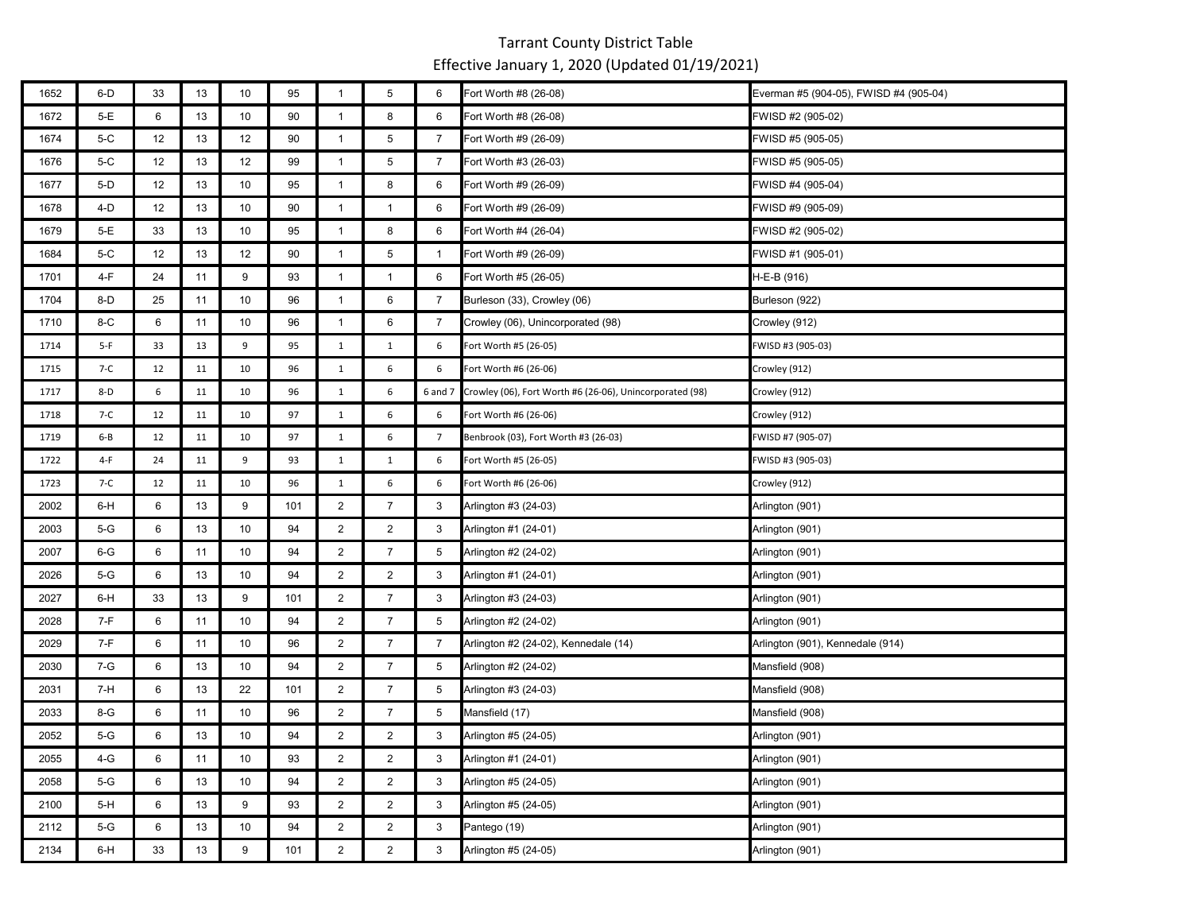# Tarrant County District Table

Effective January 1, 2020 (Updated 01/19/2021)

| | | | | | | | | | | |
|---|---|---|---|---|---|---|---|---|---|---|
| 1652 | 6-D | 33 | 13 | 10 | 95 | 1 | 5 | 6 | Fort Worth #8 (26-08) | Everman #5 (904-05), FWISD #4 (905-04) |
| 1672 | 5-E | 6 | 13 | 10 | 90 | 1 | 8 | 6 | Fort Worth #8 (26-08) | FWISD #2 (905-02) |
| 1674 | 5-C | 12 | 13 | 12 | 90 | 1 | 5 | 7 | Fort Worth #9 (26-09) | FWISD #5 (905-05) |
| 1676 | 5-C | 12 | 13 | 12 | 99 | 1 | 5 | 7 | Fort Worth #3 (26-03) | FWISD #5 (905-05) |
| 1677 | 5-D | 12 | 13 | 10 | 95 | 1 | 8 | 6 | Fort Worth #9 (26-09) | FWISD #4 (905-04) |
| 1678 | 4-D | 12 | 13 | 10 | 90 | 1 | 1 | 6 | Fort Worth #9 (26-09) | FWISD #9 (905-09) |
| 1679 | 5-E | 33 | 13 | 10 | 95 | 1 | 8 | 6 | Fort Worth #4 (26-04) | FWISD #2 (905-02) |
| 1684 | 5-C | 12 | 13 | 12 | 90 | 1 | 5 | 1 | Fort Worth #9 (26-09) | FWISD #1 (905-01) |
| 1701 | 4-F | 24 | 11 | 9 | 93 | 1 | 1 | 6 | Fort Worth #5 (26-05) | H-E-B (916) |
| 1704 | 8-D | 25 | 11 | 10 | 96 | 1 | 6 | 7 | Burleson (33), Crowley (06) | Burleson (922) |
| 1710 | 8-C | 6 | 11 | 10 | 96 | 1 | 6 | 7 | Crowley (06), Unincorporated (98) | Crowley (912) |
| 1714 | 5-F | 33 | 13 | 9 | 95 | 1 | 1 | 6 | Fort Worth #5 (26-05) | FWISD #3 (905-03) |
| 1715 | 7-C | 12 | 11 | 10 | 96 | 1 | 6 | 6 | Fort Worth #6 (26-06) | Crowley (912) |
| 1717 | 8-D | 6 | 11 | 10 | 96 | 1 | 6 | 6 and 7 | Crowley (06), Fort Worth #6 (26-06), Unincorporated (98) | Crowley (912) |
| 1718 | 7-C | 12 | 11 | 10 | 97 | 1 | 6 | 6 | Fort Worth #6 (26-06) | Crowley (912) |
| 1719 | 6-B | 12 | 11 | 10 | 97 | 1 | 6 | 7 | Benbrook (03), Fort Worth #3 (26-03) | FWISD #7 (905-07) |
| 1722 | 4-F | 24 | 11 | 9 | 93 | 1 | 1 | 6 | Fort Worth #5 (26-05) | FWISD #3 (905-03) |
| 1723 | 7-C | 12 | 11 | 10 | 96 | 1 | 6 | 6 | Fort Worth #6 (26-06) | Crowley (912) |
| 2002 | 6-H | 6 | 13 | 9 | 101 | 2 | 7 | 3 | Arlington #3 (24-03) | Arlington (901) |
| 2003 | 5-G | 6 | 13 | 10 | 94 | 2 | 2 | 3 | Arlington #1 (24-01) | Arlington (901) |
| 2007 | 6-G | 6 | 11 | 10 | 94 | 2 | 7 | 5 | Arlington #2 (24-02) | Arlington (901) |
| 2026 | 5-G | 6 | 13 | 10 | 94 | 2 | 2 | 3 | Arlington #1 (24-01) | Arlington (901) |
| 2027 | 6-H | 33 | 13 | 9 | 101 | 2 | 7 | 3 | Arlington #3 (24-03) | Arlington (901) |
| 2028 | 7-F | 6 | 11 | 10 | 94 | 2 | 7 | 5 | Arlington #2 (24-02) | Arlington (901) |
| 2029 | 7-F | 6 | 11 | 10 | 96 | 2 | 7 | 7 | Arlington #2 (24-02), Kennedale (14) | Arlington (901), Kennedale (914) |
| 2030 | 7-G | 6 | 13 | 10 | 94 | 2 | 7 | 5 | Arlington #2 (24-02) | Mansfield (908) |
| 2031 | 7-H | 6 | 13 | 22 | 101 | 2 | 7 | 5 | Arlington #3 (24-03) | Mansfield (908) |
| 2033 | 8-G | 6 | 11 | 10 | 96 | 2 | 7 | 5 | Mansfield (17) | Mansfield (908) |
| 2052 | 5-G | 6 | 13 | 10 | 94 | 2 | 2 | 3 | Arlington #5 (24-05) | Arlington (901) |
| 2055 | 4-G | 6 | 11 | 10 | 93 | 2 | 2 | 3 | Arlington #1 (24-01) | Arlington (901) |
| 2058 | 5-G | 6 | 13 | 10 | 94 | 2 | 2 | 3 | Arlington #5 (24-05) | Arlington (901) |
| 2100 | 5-H | 6 | 13 | 9 | 93 | 2 | 2 | 3 | Arlington #5 (24-05) | Arlington (901) |
| 2112 | 5-G | 6 | 13 | 10 | 94 | 2 | 2 | 3 | Pantego (19) | Arlington (901) |
| 2134 | 6-H | 33 | 13 | 9 | 101 | 2 | 2 | 3 | Arlington #5 (24-05) | Arlington (901) |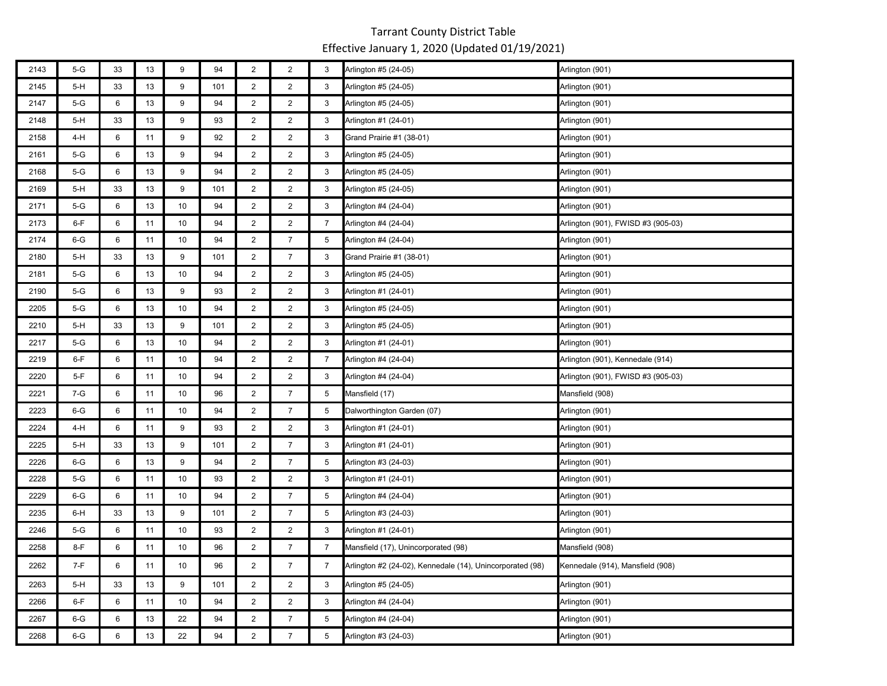# Tarrant County District Table

Effective January 1, 2020 (Updated 01/19/2021)

| | | | | | | | | | | |
|---|---|---|---|---|---|---|---|---|---|---|
| 2143 | 5-G | 33 | 13 | 9 | 94 | 2 | 2 | 3 | Arlington #5 (24-05) | Arlington (901) |
| 2145 | 5-H | 33 | 13 | 9 | 101 | 2 | 2 | 3 | Arlington #5 (24-05) | Arlington (901) |
| 2147 | 5-G | 6 | 13 | 9 | 94 | 2 | 2 | 3 | Arlington #5 (24-05) | Arlington (901) |
| 2148 | 5-H | 33 | 13 | 9 | 93 | 2 | 2 | 3 | Arlington #1 (24-01) | Arlington (901) |
| 2158 | 4-H | 6 | 11 | 9 | 92 | 2 | 2 | 3 | Grand Prairie #1 (38-01) | Arlington (901) |
| 2161 | 5-G | 6 | 13 | 9 | 94 | 2 | 2 | 3 | Arlington #5 (24-05) | Arlington (901) |
| 2168 | 5-G | 6 | 13 | 9 | 94 | 2 | 2 | 3 | Arlington #5 (24-05) | Arlington (901) |
| 2169 | 5-H | 33 | 13 | 9 | 101 | 2 | 2 | 3 | Arlington #5 (24-05) | Arlington (901) |
| 2171 | 5-G | 6 | 13 | 10 | 94 | 2 | 2 | 3 | Arlington #4 (24-04) | Arlington (901) |
| 2173 | 6-F | 6 | 11 | 10 | 94 | 2 | 2 | 7 | Arlington #4 (24-04) | Arlington (901), FWISD #3 (905-03) |
| 2174 | 6-G | 6 | 11 | 10 | 94 | 2 | 7 | 5 | Arlington #4 (24-04) | Arlington (901) |
| 2180 | 5-H | 33 | 13 | 9 | 101 | 2 | 7 | 3 | Grand Prairie #1 (38-01) | Arlington (901) |
| 2181 | 5-G | 6 | 13 | 10 | 94 | 2 | 2 | 3 | Arlington #5 (24-05) | Arlington (901) |
| 2190 | 5-G | 6 | 13 | 9 | 93 | 2 | 2 | 3 | Arlington #1 (24-01) | Arlington (901) |
| 2205 | 5-G | 6 | 13 | 10 | 94 | 2 | 2 | 3 | Arlington #5 (24-05) | Arlington (901) |
| 2210 | 5-H | 33 | 13 | 9 | 101 | 2 | 2 | 3 | Arlington #5 (24-05) | Arlington (901) |
| 2217 | 5-G | 6 | 13 | 10 | 94 | 2 | 2 | 3 | Arlington #1 (24-01) | Arlington (901) |
| 2219 | 6-F | 6 | 11 | 10 | 94 | 2 | 2 | 7 | Arlington #4 (24-04) | Arlington (901), Kennedale (914) |
| 2220 | 5-F | 6 | 11 | 10 | 94 | 2 | 2 | 3 | Arlington #4 (24-04) | Arlington (901), FWISD #3 (905-03) |
| 2221 | 7-G | 6 | 11 | 10 | 96 | 2 | 7 | 5 | Mansfield (17) | Mansfield (908) |
| 2223 | 6-G | 6 | 11 | 10 | 94 | 2 | 7 | 5 | Dalworthington Garden (07) | Arlington (901) |
| 2224 | 4-H | 6 | 11 | 9 | 93 | 2 | 2 | 3 | Arlington #1 (24-01) | Arlington (901) |
| 2225 | 5-H | 33 | 13 | 9 | 101 | 2 | 7 | 3 | Arlington #1 (24-01) | Arlington (901) |
| 2226 | 6-G | 6 | 13 | 9 | 94 | 2 | 7 | 5 | Arlington #3 (24-03) | Arlington (901) |
| 2228 | 5-G | 6 | 11 | 10 | 93 | 2 | 2 | 3 | Arlington #1 (24-01) | Arlington (901) |
| 2229 | 6-G | 6 | 11 | 10 | 94 | 2 | 7 | 5 | Arlington #4 (24-04) | Arlington (901) |
| 2235 | 6-H | 33 | 13 | 9 | 101 | 2 | 7 | 5 | Arlington #3 (24-03) | Arlington (901) |
| 2246 | 5-G | 6 | 11 | 10 | 93 | 2 | 2 | 3 | Arlington #1 (24-01) | Arlington (901) |
| 2258 | 8-F | 6 | 11 | 10 | 96 | 2 | 7 | 7 | Mansfield (17), Unincorporated (98) | Mansfield (908) |
| 2262 | 7-F | 6 | 11 | 10 | 96 | 2 | 7 | 7 | Arlington #2 (24-02), Kennedale (14), Unincorporated (98) | Kennedale (914), Mansfield (908) |
| 2263 | 5-H | 33 | 13 | 9 | 101 | 2 | 2 | 3 | Arlington #5 (24-05) | Arlington (901) |
| 2266 | 6-F | 6 | 11 | 10 | 94 | 2 | 2 | 3 | Arlington #4 (24-04) | Arlington (901) |
| 2267 | 6-G | 6 | 13 | 22 | 94 | 2 | 7 | 5 | Arlington #4 (24-04) | Arlington (901) |
| 2268 | 6-G | 6 | 13 | 22 | 94 | 2 | 7 | 5 | Arlington #3 (24-03) | Arlington (901) |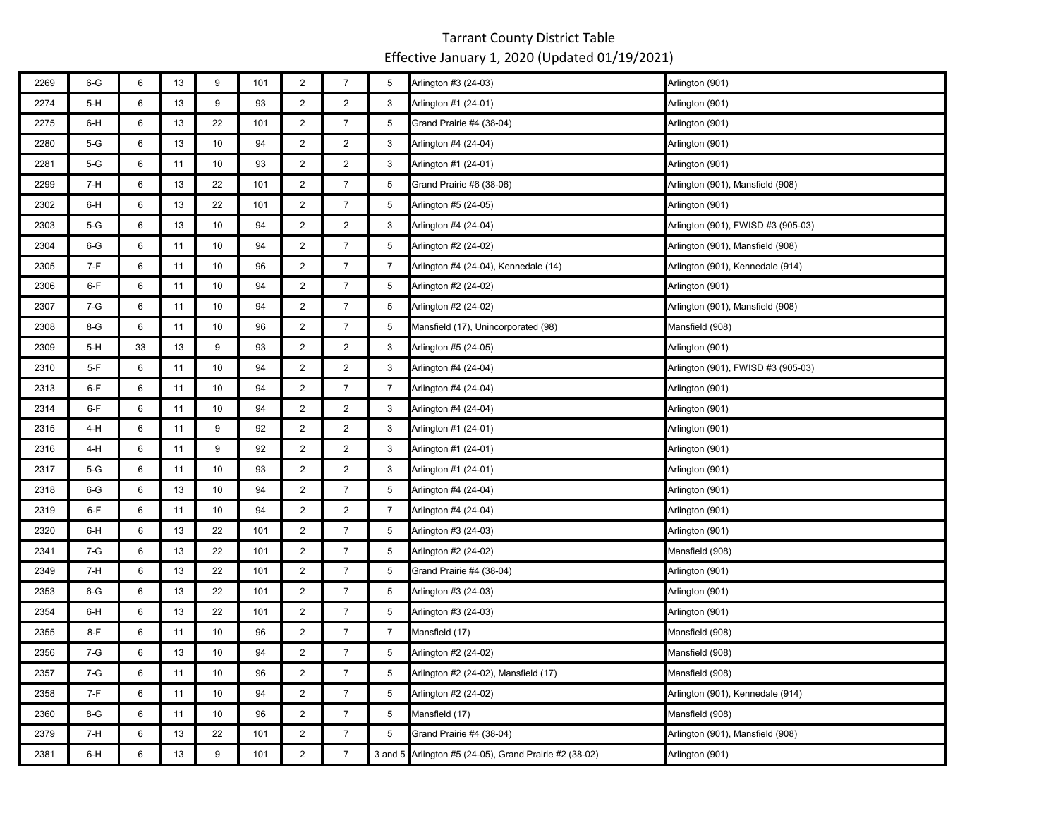# Tarrant County District Table

Effective January 1, 2020 (Updated 01/19/2021)

| | | | | | | | | | | |
|---|---|---|---|---|---|---|---|---|---|---|
| 2269 | 6-G | 6 | 13 | 9 | 101 | 2 | 7 | 5 | Arlington #3 (24-03) | Arlington (901) |
| 2274 | 5-H | 6 | 13 | 9 | 93 | 2 | 2 | 3 | Arlington #1 (24-01) | Arlington (901) |
| 2275 | 6-H | 6 | 13 | 22 | 101 | 2 | 7 | 5 | Grand Prairie #4 (38-04) | Arlington (901) |
| 2280 | 5-G | 6 | 13 | 10 | 94 | 2 | 2 | 3 | Arlington #4 (24-04) | Arlington (901) |
| 2281 | 5-G | 6 | 11 | 10 | 93 | 2 | 2 | 3 | Arlington #1 (24-01) | Arlington (901) |
| 2299 | 7-H | 6 | 13 | 22 | 101 | 2 | 7 | 5 | Grand Prairie #6 (38-06) | Arlington (901), Mansfield (908) |
| 2302 | 6-H | 6 | 13 | 22 | 101 | 2 | 7 | 5 | Arlington #5 (24-05) | Arlington (901) |
| 2303 | 5-G | 6 | 13 | 10 | 94 | 2 | 2 | 3 | Arlington #4 (24-04) | Arlington (901), FWISD #3 (905-03) |
| 2304 | 6-G | 6 | 11 | 10 | 94 | 2 | 7 | 5 | Arlington #2 (24-02) | Arlington (901), Mansfield (908) |
| 2305 | 7-F | 6 | 11 | 10 | 96 | 2 | 7 | 7 | Arlington #4 (24-04), Kennedale (14) | Arlington (901), Kennedale (914) |
| 2306 | 6-F | 6 | 11 | 10 | 94 | 2 | 7 | 5 | Arlington #2 (24-02) | Arlington (901) |
| 2307 | 7-G | 6 | 11 | 10 | 94 | 2 | 7 | 5 | Arlington #2 (24-02) | Arlington (901), Mansfield (908) |
| 2308 | 8-G | 6 | 11 | 10 | 96 | 2 | 7 | 5 | Mansfield (17), Unincorporated (98) | Mansfield (908) |
| 2309 | 5-H | 33 | 13 | 9 | 93 | 2 | 2 | 3 | Arlington #5 (24-05) | Arlington (901) |
| 2310 | 5-F | 6 | 11 | 10 | 94 | 2 | 2 | 3 | Arlington #4 (24-04) | Arlington (901), FWISD #3 (905-03) |
| 2313 | 6-F | 6 | 11 | 10 | 94 | 2 | 7 | 7 | Arlington #4 (24-04) | Arlington (901) |
| 2314 | 6-F | 6 | 11 | 10 | 94 | 2 | 2 | 3 | Arlington #4 (24-04) | Arlington (901) |
| 2315 | 4-H | 6 | 11 | 9 | 92 | 2 | 2 | 3 | Arlington #1 (24-01) | Arlington (901) |
| 2316 | 4-H | 6 | 11 | 9 | 92 | 2 | 2 | 3 | Arlington #1 (24-01) | Arlington (901) |
| 2317 | 5-G | 6 | 11 | 10 | 93 | 2 | 2 | 3 | Arlington #1 (24-01) | Arlington (901) |
| 2318 | 6-G | 6 | 13 | 10 | 94 | 2 | 7 | 5 | Arlington #4 (24-04) | Arlington (901) |
| 2319 | 6-F | 6 | 11 | 10 | 94 | 2 | 2 | 7 | Arlington #4 (24-04) | Arlington (901) |
| 2320 | 6-H | 6 | 13 | 22 | 101 | 2 | 7 | 5 | Arlington #3 (24-03) | Arlington (901) |
| 2341 | 7-G | 6 | 13 | 22 | 101 | 2 | 7 | 5 | Arlington #2 (24-02) | Mansfield (908) |
| 2349 | 7-H | 6 | 13 | 22 | 101 | 2 | 7 | 5 | Grand Prairie #4 (38-04) | Arlington (901) |
| 2353 | 6-G | 6 | 13 | 22 | 101 | 2 | 7 | 5 | Arlington #3 (24-03) | Arlington (901) |
| 2354 | 6-H | 6 | 13 | 22 | 101 | 2 | 7 | 5 | Arlington #3 (24-03) | Arlington (901) |
| 2355 | 8-F | 6 | 11 | 10 | 96 | 2 | 7 | 7 | Mansfield (17) | Mansfield (908) |
| 2356 | 7-G | 6 | 13 | 10 | 94 | 2 | 7 | 5 | Arlington #2 (24-02) | Mansfield (908) |
| 2357 | 7-G | 6 | 11 | 10 | 96 | 2 | 7 | 5 | Arlington #2 (24-02), Mansfield (17) | Mansfield (908) |
| 2358 | 7-F | 6 | 11 | 10 | 94 | 2 | 7 | 5 | Arlington #2 (24-02) | Arlington (901), Kennedale (914) |
| 2360 | 8-G | 6 | 11 | 10 | 96 | 2 | 7 | 5 | Mansfield (17) | Mansfield (908) |
| 2379 | 7-H | 6 | 13 | 22 | 101 | 2 | 7 | 5 | Grand Prairie #4 (38-04) | Arlington (901), Mansfield (908) |
| 2381 | 6-H | 6 | 13 | 9 | 101 | 2 | 7 | 3 and 5 | Arlington #5 (24-05), Grand Prairie #2 (38-02) | Arlington (901) |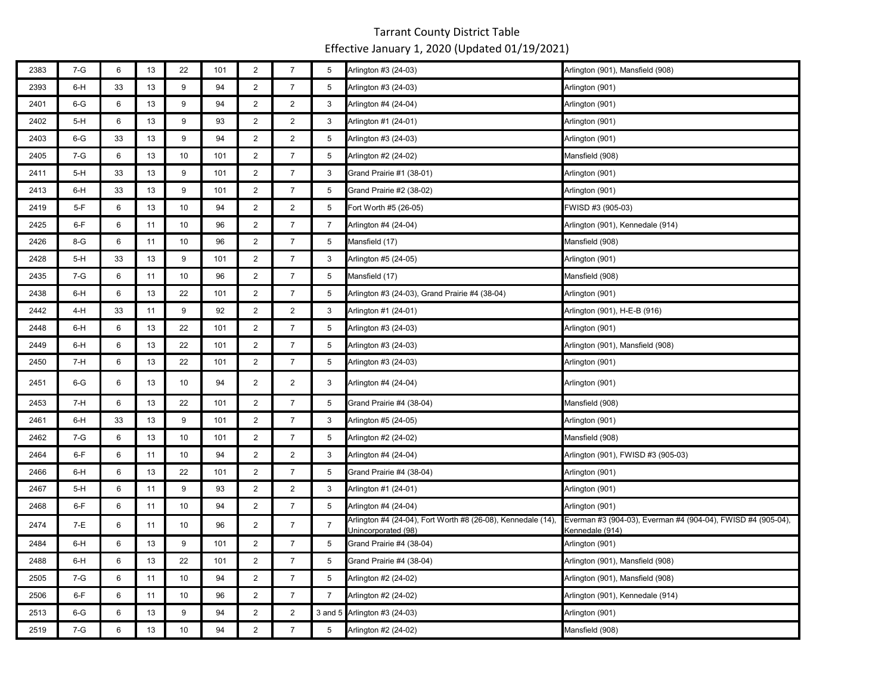# Tarrant County District Table

Effective January 1, 2020 (Updated 01/19/2021)

| | | | | | | | | | | |
|---|---|---|---|---|---|---|---|---|---|---|
| 2383 | 7-G | 6 | 13 | 22 | 101 | 2 | 7 | 5 | Arlington #3 (24-03) | Arlington (901), Mansfield (908) |
| 2393 | 6-H | 33 | 13 | 9 | 94 | 2 | 7 | 5 | Arlington #3 (24-03) | Arlington (901) |
| 2401 | 6-G | 6 | 13 | 9 | 94 | 2 | 2 | 3 | Arlington #4 (24-04) | Arlington (901) |
| 2402 | 5-H | 6 | 13 | 9 | 93 | 2 | 2 | 3 | Arlington #1 (24-01) | Arlington (901) |
| 2403 | 6-G | 33 | 13 | 9 | 94 | 2 | 2 | 5 | Arlington #3 (24-03) | Arlington (901) |
| 2405 | 7-G | 6 | 13 | 10 | 101 | 2 | 7 | 5 | Arlington #2 (24-02) | Mansfield (908) |
| 2411 | 5-H | 33 | 13 | 9 | 101 | 2 | 7 | 3 | Grand Prairie #1 (38-01) | Arlington (901) |
| 2413 | 6-H | 33 | 13 | 9 | 101 | 2 | 7 | 5 | Grand Prairie #2 (38-02) | Arlington (901) |
| 2419 | 5-F | 6 | 13 | 10 | 94 | 2 | 2 | 5 | Fort Worth #5 (26-05) | FWISD #3 (905-03) |
| 2425 | 6-F | 6 | 11 | 10 | 96 | 2 | 7 | 7 | Arlington #4 (24-04) | Arlington (901), Kennedale (914) |
| 2426 | 8-G | 6 | 11 | 10 | 96 | 2 | 7 | 5 | Mansfield (17) | Mansfield (908) |
| 2428 | 5-H | 33 | 13 | 9 | 101 | 2 | 7 | 3 | Arlington #5 (24-05) | Arlington (901) |
| 2435 | 7-G | 6 | 11 | 10 | 96 | 2 | 7 | 5 | Mansfield (17) | Mansfield (908) |
| 2438 | 6-H | 6 | 13 | 22 | 101 | 2 | 7 | 5 | Arlington #3 (24-03), Grand Prairie #4 (38-04) | Arlington (901) |
| 2442 | 4-H | 33 | 11 | 9 | 92 | 2 | 2 | 3 | Arlington #1 (24-01) | Arlington (901), H-E-B (916) |
| 2448 | 6-H | 6 | 13 | 22 | 101 | 2 | 7 | 5 | Arlington #3 (24-03) | Arlington (901) |
| 2449 | 6-H | 6 | 13 | 22 | 101 | 2 | 7 | 5 | Arlington #3 (24-03) | Arlington (901), Mansfield (908) |
| 2450 | 7-H | 6 | 13 | 22 | 101 | 2 | 7 | 5 | Arlington #3 (24-03) | Arlington (901) |
| 2451 | 6-G | 6 | 13 | 10 | 94 | 2 | 2 | 3 | Arlington #4 (24-04) | Arlington (901) |
| 2453 | 7-H | 6 | 13 | 22 | 101 | 2 | 7 | 5 | Grand Prairie #4 (38-04) | Mansfield (908) |
| 2461 | 6-H | 33 | 13 | 9 | 101 | 2 | 7 | 3 | Arlington #5 (24-05) | Arlington (901) |
| 2462 | 7-G | 6 | 13 | 10 | 101 | 2 | 7 | 5 | Arlington #2 (24-02) | Mansfield (908) |
| 2464 | 6-F | 6 | 11 | 10 | 94 | 2 | 2 | 3 | Arlington #4 (24-04) | Arlington (901), FWISD #3 (905-03) |
| 2466 | 6-H | 6 | 13 | 22 | 101 | 2 | 7 | 5 | Grand Prairie #4 (38-04) | Arlington (901) |
| 2467 | 5-H | 6 | 11 | 9 | 93 | 2 | 2 | 3 | Arlington #1 (24-01) | Arlington (901) |
| 2468 | 6-F | 6 | 11 | 10 | 94 | 2 | 7 | 5 | Arlington #4 (24-04) | Arlington (901) |
| 2474 | 7-E | 6 | 11 | 10 | 96 | 2 | 7 | 7 | Arlington #4 (24-04), Fort Worth #8 (26-08), Kennedale (14), Unincorporated (98) | Everman #3 (904-03), Everman #4 (904-04), FWISD #4 (905-04), Kennedale (914) |
| 2484 | 6-H | 6 | 13 | 9 | 101 | 2 | 7 | 5 | Grand Prairie #4 (38-04) | Arlington (901) |
| 2488 | 6-H | 6 | 13 | 22 | 101 | 2 | 7 | 5 | Grand Prairie #4 (38-04) | Arlington (901), Mansfield (908) |
| 2505 | 7-G | 6 | 11 | 10 | 94 | 2 | 7 | 5 | Arlington #2 (24-02) | Arlington (901), Mansfield (908) |
| 2506 | 6-F | 6 | 11 | 10 | 96 | 2 | 7 | 7 | Arlington #2 (24-02) | Arlington (901), Kennedale (914) |
| 2513 | 6-G | 6 | 13 | 9 | 94 | 2 | 2 | 3 and 5 | Arlington #3 (24-03) | Arlington (901) |
| 2519 | 7-G | 6 | 13 | 10 | 94 | 2 | 7 | 5 | Arlington #2 (24-02) | Mansfield (908) |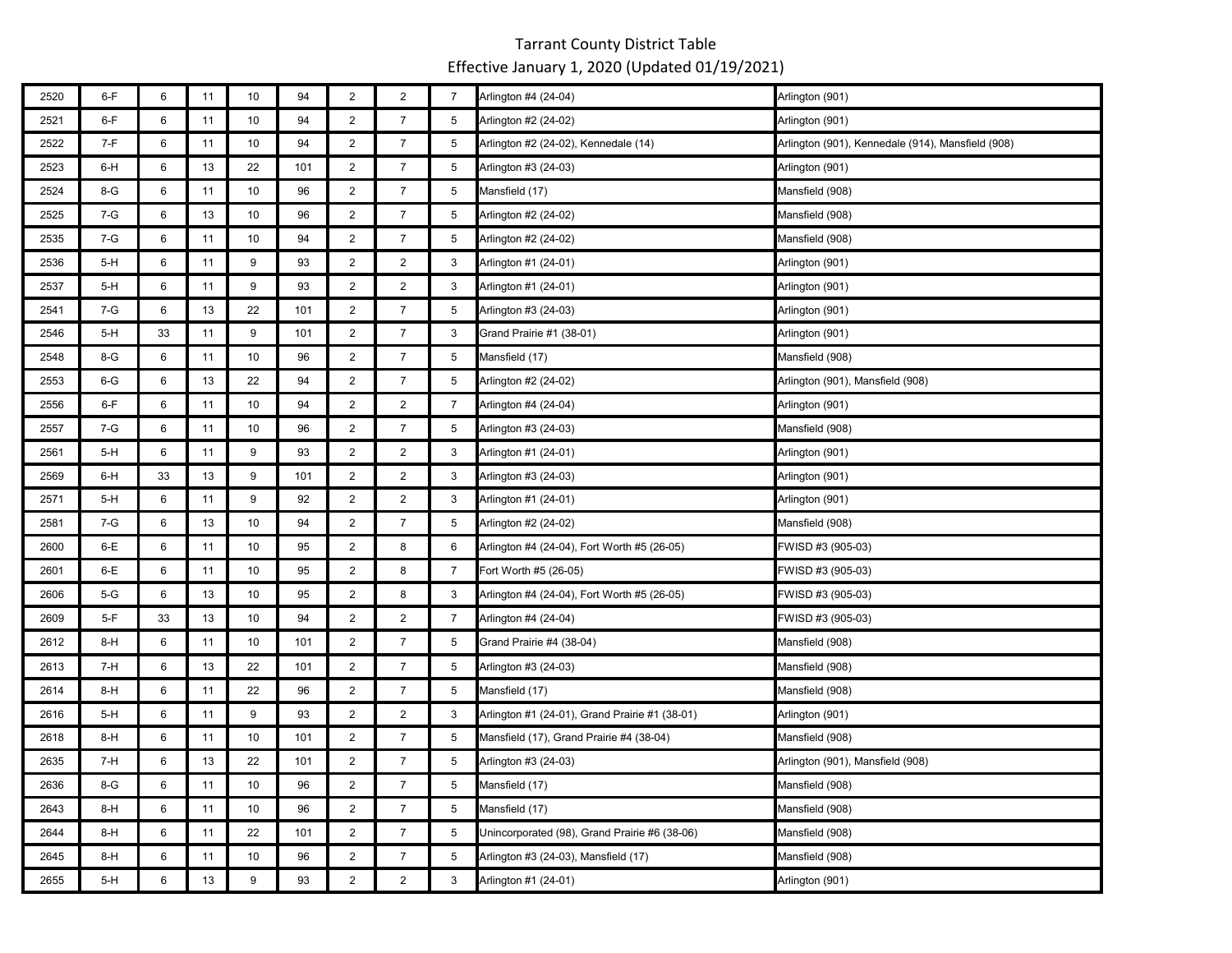# Tarrant County District Table

Effective January 1, 2020 (Updated 01/19/2021)

| | | | | | | | | | | |
|---|---|---|---|---|---|---|---|---|---|---|
| 2520 | 6-F | 6 | 11 | 10 | 94 | 2 | 2 | 7 | Arlington #4 (24-04) | Arlington (901) |
| 2521 | 6-F | 6 | 11 | 10 | 94 | 2 | 7 | 5 | Arlington #2 (24-02) | Arlington (901) |
| 2522 | 7-F | 6 | 11 | 10 | 94 | 2 | 7 | 5 | Arlington #2 (24-02), Kennedale (14) | Arlington (901), Kennedale (914), Mansfield (908) |
| 2523 | 6-H | 6 | 13 | 22 | 101 | 2 | 7 | 5 | Arlington #3 (24-03) | Arlington (901) |
| 2524 | 8-G | 6 | 11 | 10 | 96 | 2 | 7 | 5 | Mansfield (17) | Mansfield (908) |
| 2525 | 7-G | 6 | 13 | 10 | 96 | 2 | 7 | 5 | Arlington #2 (24-02) | Mansfield (908) |
| 2535 | 7-G | 6 | 11 | 10 | 94 | 2 | 7 | 5 | Arlington #2 (24-02) | Mansfield (908) |
| 2536 | 5-H | 6 | 11 | 9 | 93 | 2 | 2 | 3 | Arlington #1 (24-01) | Arlington (901) |
| 2537 | 5-H | 6 | 11 | 9 | 93 | 2 | 2 | 3 | Arlington #1 (24-01) | Arlington (901) |
| 2541 | 7-G | 6 | 13 | 22 | 101 | 2 | 7 | 5 | Arlington #3 (24-03) | Arlington (901) |
| 2546 | 5-H | 33 | 11 | 9 | 101 | 2 | 7 | 3 | Grand Prairie #1 (38-01) | Arlington (901) |
| 2548 | 8-G | 6 | 11 | 10 | 96 | 2 | 7 | 5 | Mansfield (17) | Mansfield (908) |
| 2553 | 6-G | 6 | 13 | 22 | 94 | 2 | 7 | 5 | Arlington #2 (24-02) | Arlington (901), Mansfield (908) |
| 2556 | 6-F | 6 | 11 | 10 | 94 | 2 | 2 | 7 | Arlington #4 (24-04) | Arlington (901) |
| 2557 | 7-G | 6 | 11 | 10 | 96 | 2 | 7 | 5 | Arlington #3 (24-03) | Mansfield (908) |
| 2561 | 5-H | 6 | 11 | 9 | 93 | 2 | 2 | 3 | Arlington #1 (24-01) | Arlington (901) |
| 2569 | 6-H | 33 | 13 | 9 | 101 | 2 | 2 | 3 | Arlington #3 (24-03) | Arlington (901) |
| 2571 | 5-H | 6 | 11 | 9 | 92 | 2 | 2 | 3 | Arlington #1 (24-01) | Arlington (901) |
| 2581 | 7-G | 6 | 13 | 10 | 94 | 2 | 7 | 5 | Arlington #2 (24-02) | Mansfield (908) |
| 2600 | 6-E | 6 | 11 | 10 | 95 | 2 | 8 | 6 | Arlington #4 (24-04), Fort Worth #5 (26-05) | FWISD #3 (905-03) |
| 2601 | 6-E | 6 | 11 | 10 | 95 | 2 | 8 | 7 | Fort Worth #5 (26-05) | FWISD #3 (905-03) |
| 2606 | 5-G | 6 | 13 | 10 | 95 | 2 | 8 | 3 | Arlington #4 (24-04), Fort Worth #5 (26-05) | FWISD #3 (905-03) |
| 2609 | 5-F | 33 | 13 | 10 | 94 | 2 | 2 | 7 | Arlington #4 (24-04) | FWISD #3 (905-03) |
| 2612 | 8-H | 6 | 11 | 10 | 101 | 2 | 7 | 5 | Grand Prairie #4 (38-04) | Mansfield (908) |
| 2613 | 7-H | 6 | 13 | 22 | 101 | 2 | 7 | 5 | Arlington #3 (24-03) | Mansfield (908) |
| 2614 | 8-H | 6 | 11 | 22 | 96 | 2 | 7 | 5 | Mansfield (17) | Mansfield (908) |
| 2616 | 5-H | 6 | 11 | 9 | 93 | 2 | 2 | 3 | Arlington #1 (24-01), Grand Prairie #1 (38-01) | Arlington (901) |
| 2618 | 8-H | 6 | 11 | 10 | 101 | 2 | 7 | 5 | Mansfield (17), Grand Prairie #4 (38-04) | Mansfield (908) |
| 2635 | 7-H | 6 | 13 | 22 | 101 | 2 | 7 | 5 | Arlington #3 (24-03) | Arlington (901), Mansfield (908) |
| 2636 | 8-G | 6 | 11 | 10 | 96 | 2 | 7 | 5 | Mansfield (17) | Mansfield (908) |
| 2643 | 8-H | 6 | 11 | 10 | 96 | 2 | 7 | 5 | Mansfield (17) | Mansfield (908) |
| 2644 | 8-H | 6 | 11 | 22 | 101 | 2 | 7 | 5 | Unincorporated (98), Grand Prairie #6 (38-06) | Mansfield (908) |
| 2645 | 8-H | 6 | 11 | 10 | 96 | 2 | 7 | 5 | Arlington #3 (24-03), Mansfield (17) | Mansfield (908) |
| 2655 | 5-H | 6 | 13 | 9 | 93 | 2 | 2 | 3 | Arlington #1 (24-01) | Arlington (901) |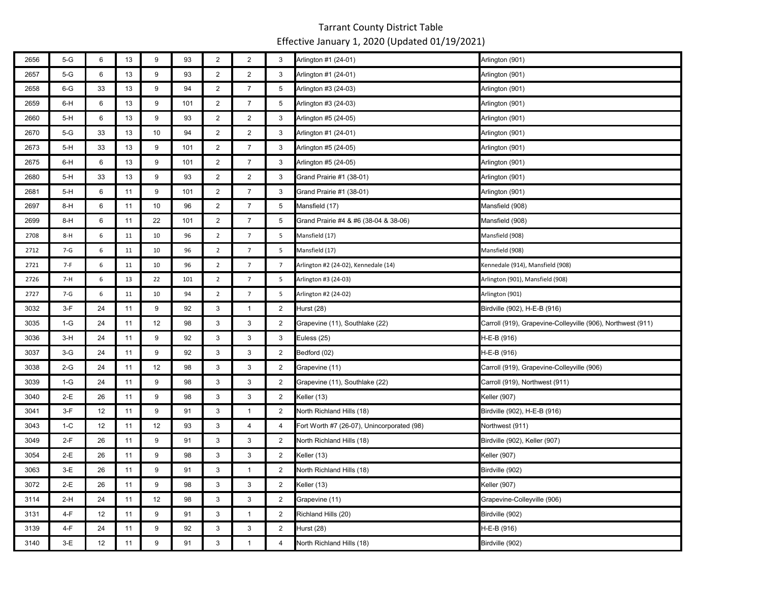# Tarrant County District Table

Effective January 1, 2020 (Updated 01/19/2021)

| | | | | | | | | | | |
|---|---|---|---|---|---|---|---|---|---|---|
| 2656 | 5-G | 6 | 13 | 9 | 93 | 2 | 2 | 3 | Arlington #1 (24-01) | Arlington (901) |
| 2657 | 5-G | 6 | 13 | 9 | 93 | 2 | 2 | 3 | Arlington #1 (24-01) | Arlington (901) |
| 2658 | 6-G | 33 | 13 | 9 | 94 | 2 | 7 | 5 | Arlington #3 (24-03) | Arlington (901) |
| 2659 | 6-H | 6 | 13 | 9 | 101 | 2 | 7 | 5 | Arlington #3 (24-03) | Arlington (901) |
| 2660 | 5-H | 6 | 13 | 9 | 93 | 2 | 2 | 3 | Arlington #5 (24-05) | Arlington (901) |
| 2670 | 5-G | 33 | 13 | 10 | 94 | 2 | 2 | 3 | Arlington #1 (24-01) | Arlington (901) |
| 2673 | 5-H | 33 | 13 | 9 | 101 | 2 | 7 | 3 | Arlington #5 (24-05) | Arlington (901) |
| 2675 | 6-H | 6 | 13 | 9 | 101 | 2 | 7 | 3 | Arlington #5 (24-05) | Arlington (901) |
| 2680 | 5-H | 33 | 13 | 9 | 93 | 2 | 2 | 3 | Grand Prairie #1 (38-01) | Arlington (901) |
| 2681 | 5-H | 6 | 11 | 9 | 101 | 2 | 7 | 3 | Grand Prairie #1 (38-01) | Arlington (901) |
| 2697 | 8-H | 6 | 11 | 10 | 96 | 2 | 7 | 5 | Mansfield (17) | Mansfield (908) |
| 2699 | 8-H | 6 | 11 | 22 | 101 | 2 | 7 | 5 | Grand Prairie #4 & #6 (38-04 & 38-06) | Mansfield (908) |
| 2708 | 8-H | 6 | 11 | 10 | 96 | 2 | 7 | 5 | Mansfield (17) | Mansfield (908) |
| 2712 | 7-G | 6 | 11 | 10 | 96 | 2 | 7 | 5 | Mansfield (17) | Mansfield (908) |
| 2721 | 7-F | 6 | 11 | 10 | 96 | 2 | 7 | 7 | Arlington #2 (24-02), Kennedale (14) | Kennedale (914), Mansfield (908) |
| 2726 | 7-H | 6 | 13 | 22 | 101 | 2 | 7 | 5 | Arlington #3 (24-03) | Arlington (901), Mansfield (908) |
| 2727 | 7-G | 6 | 11 | 10 | 94 | 2 | 7 | 5 | Arlington #2 (24-02) | Arlington (901) |
| 3032 | 3-F | 24 | 11 | 9 | 92 | 3 | 1 | 2 | Hurst (28) | Birdville (902), H-E-B (916) |
| 3035 | 1-G | 24 | 11 | 12 | 98 | 3 | 3 | 2 | Grapevine (11), Southlake (22) | Carroll (919), Grapevine-Colleyville (906), Northwest (911) |
| 3036 | 3-H | 24 | 11 | 9 | 92 | 3 | 3 | 3 | Euless (25) | H-E-B (916) |
| 3037 | 3-G | 24 | 11 | 9 | 92 | 3 | 3 | 2 | Bedford (02) | H-E-B (916) |
| 3038 | 2-G | 24 | 11 | 12 | 98 | 3 | 3 | 2 | Grapevine (11) | Carroll (919), Grapevine-Colleyville (906) |
| 3039 | 1-G | 24 | 11 | 9 | 98 | 3 | 3 | 2 | Grapevine (11), Southlake (22) | Carroll (919), Northwest (911) |
| 3040 | 2-E | 26 | 11 | 9 | 98 | 3 | 3 | 2 | Keller (13) | Keller (907) |
| 3041 | 3-F | 12 | 11 | 9 | 91 | 3 | 1 | 2 | North Richland Hills (18) | Birdville (902), H-E-B (916) |
| 3043 | 1-C | 12 | 11 | 12 | 93 | 3 | 4 | 4 | Fort Worth #7 (26-07), Unincorporated (98) | Northwest (911) |
| 3049 | 2-F | 26 | 11 | 9 | 91 | 3 | 3 | 2 | North Richland Hills (18) | Birdville (902), Keller (907) |
| 3054 | 2-E | 26 | 11 | 9 | 98 | 3 | 3 | 2 | Keller (13) | Keller (907) |
| 3063 | 3-E | 26 | 11 | 9 | 91 | 3 | 1 | 2 | North Richland Hills (18) | Birdville (902) |
| 3072 | 2-E | 26 | 11 | 9 | 98 | 3 | 3 | 2 | Keller (13) | Keller (907) |
| 3114 | 2-H | 24 | 11 | 12 | 98 | 3 | 3 | 2 | Grapevine (11) | Grapevine-Colleyville (906) |
| 3131 | 4-F | 12 | 11 | 9 | 91 | 3 | 1 | 2 | Richland Hills (20) | Birdville (902) |
| 3139 | 4-F | 24 | 11 | 9 | 92 | 3 | 3 | 2 | Hurst (28) | H-E-B (916) |
| 3140 | 3-E | 12 | 11 | 9 | 91 | 3 | 1 | 4 | North Richland Hills (18) | Birdville (902) |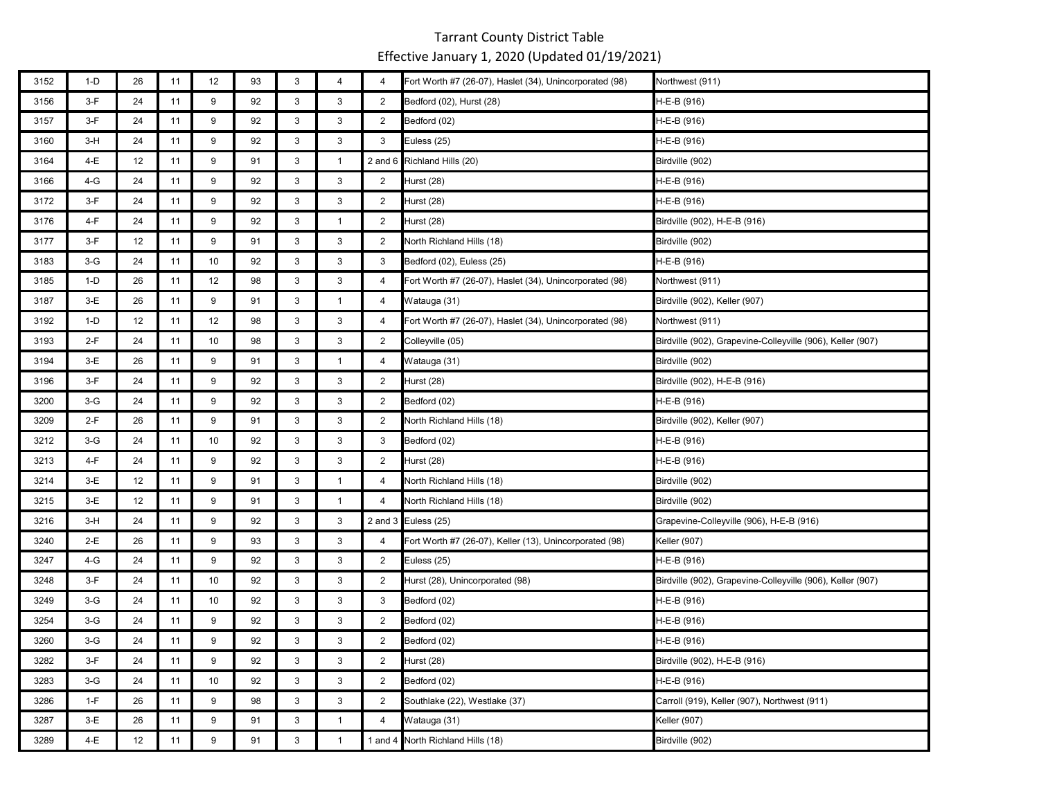# Tarrant County District Table

Effective January 1, 2020 (Updated 01/19/2021)

| | | | | | | | | | | |
|---|---|---|---|---|---|---|---|---|---|---|
| 3152 | 1-D | 26 | 11 | 12 | 93 | 3 | 4 | 4 | Fort Worth #7 (26-07), Haslet (34), Unincorporated (98) | Northwest (911) |
| 3156 | 3-F | 24 | 11 | 9 | 92 | 3 | 3 | 2 | Bedford (02), Hurst (28) | H-E-B (916) |
| 3157 | 3-F | 24 | 11 | 9 | 92 | 3 | 3 | 2 | Bedford (02) | H-E-B (916) |
| 3160 | 3-H | 24 | 11 | 9 | 92 | 3 | 3 | 3 | Euless (25) | H-E-B (916) |
| 3164 | 4-E | 12 | 11 | 9 | 91 | 3 | 1 | 2 and 6 | Richland Hills (20) | Birdville (902) |
| 3166 | 4-G | 24 | 11 | 9 | 92 | 3 | 3 | 2 | Hurst (28) | H-E-B (916) |
| 3172 | 3-F | 24 | 11 | 9 | 92 | 3 | 3 | 2 | Hurst (28) | H-E-B (916) |
| 3176 | 4-F | 24 | 11 | 9 | 92 | 3 | 1 | 2 | Hurst (28) | Birdville (902), H-E-B (916) |
| 3177 | 3-F | 12 | 11 | 9 | 91 | 3 | 3 | 2 | North Richland Hills (18) | Birdville (902) |
| 3183 | 3-G | 24 | 11 | 10 | 92 | 3 | 3 | 3 | Bedford (02), Euless (25) | H-E-B (916) |
| 3185 | 1-D | 26 | 11 | 12 | 98 | 3 | 3 | 4 | Fort Worth #7 (26-07), Haslet (34), Unincorporated (98) | Northwest (911) |
| 3187 | 3-E | 26 | 11 | 9 | 91 | 3 | 1 | 4 | Watauga (31) | Birdville (902), Keller (907) |
| 3192 | 1-D | 12 | 11 | 12 | 98 | 3 | 3 | 4 | Fort Worth #7 (26-07), Haslet (34), Unincorporated (98) | Northwest (911) |
| 3193 | 2-F | 24 | 11 | 10 | 98 | 3 | 3 | 2 | Colleyville (05) | Birdville (902), Grapevine-Colleyville (906), Keller (907) |
| 3194 | 3-E | 26 | 11 | 9 | 91 | 3 | 1 | 4 | Watauga (31) | Birdville (902) |
| 3196 | 3-F | 24 | 11 | 9 | 92 | 3 | 3 | 2 | Hurst (28) | Birdville (902), H-E-B (916) |
| 3200 | 3-G | 24 | 11 | 9 | 92 | 3 | 3 | 2 | Bedford (02) | H-E-B (916) |
| 3209 | 2-F | 26 | 11 | 9 | 91 | 3 | 3 | 2 | North Richland Hills (18) | Birdville (902), Keller (907) |
| 3212 | 3-G | 24 | 11 | 10 | 92 | 3 | 3 | 3 | Bedford (02) | H-E-B (916) |
| 3213 | 4-F | 24 | 11 | 9 | 92 | 3 | 3 | 2 | Hurst (28) | H-E-B (916) |
| 3214 | 3-E | 12 | 11 | 9 | 91 | 3 | 1 | 4 | North Richland Hills (18) | Birdville (902) |
| 3215 | 3-E | 12 | 11 | 9 | 91 | 3 | 1 | 4 | North Richland Hills (18) | Birdville (902) |
| 3216 | 3-H | 24 | 11 | 9 | 92 | 3 | 3 | 2 and 3 | Euless (25) | Grapevine-Colleyville (906), H-E-B (916) |
| 3240 | 2-E | 26 | 11 | 9 | 93 | 3 | 3 | 4 | Fort Worth #7 (26-07), Keller (13), Unincorporated (98) | Keller (907) |
| 3247 | 4-G | 24 | 11 | 9 | 92 | 3 | 3 | 2 | Euless (25) | H-E-B (916) |
| 3248 | 3-F | 24 | 11 | 10 | 92 | 3 | 3 | 2 | Hurst (28), Unincorporated (98) | Birdville (902), Grapevine-Colleyville (906), Keller (907) |
| 3249 | 3-G | 24 | 11 | 10 | 92 | 3 | 3 | 3 | Bedford (02) | H-E-B (916) |
| 3254 | 3-G | 24 | 11 | 9 | 92 | 3 | 3 | 2 | Bedford (02) | H-E-B (916) |
| 3260 | 3-G | 24 | 11 | 9 | 92 | 3 | 3 | 2 | Bedford (02) | H-E-B (916) |
| 3282 | 3-F | 24 | 11 | 9 | 92 | 3 | 3 | 2 | Hurst (28) | Birdville (902), H-E-B (916) |
| 3283 | 3-G | 24 | 11 | 10 | 92 | 3 | 3 | 2 | Bedford (02) | H-E-B (916) |
| 3286 | 1-F | 26 | 11 | 9 | 98 | 3 | 3 | 2 | Southlake (22), Westlake (37) | Carroll (919), Keller (907), Northwest (911) |
| 3287 | 3-E | 26 | 11 | 9 | 91 | 3 | 1 | 4 | Watauga (31) | Keller (907) |
| 3289 | 4-E | 12 | 11 | 9 | 91 | 3 | 1 | 1 and 4 | North Richland Hills (18) | Birdville (902) |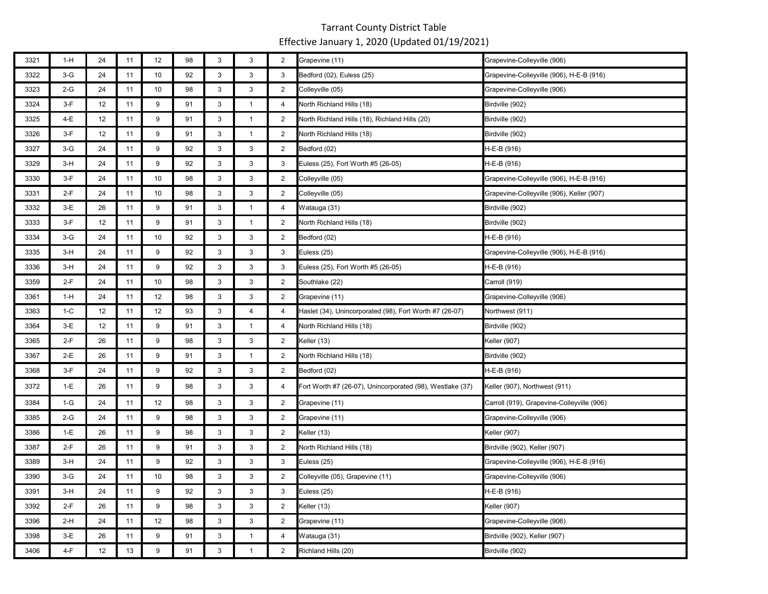# Tarrant County District Table

Effective January 1, 2020 (Updated 01/19/2021)

| | | | | | | | | | | |
|---|---|---|---|---|---|---|---|---|---|---|
| 3321 | 1-H | 24 | 11 | 12 | 98 | 3 | 3 | 2 | Grapevine (11) | Grapevine-Colleyville (906) |
| 3322 | 3-G | 24 | 11 | 10 | 92 | 3 | 3 | 3 | Bedford (02), Euless (25) | Grapevine-Colleyville (906), H-E-B (916) |
| 3323 | 2-G | 24 | 11 | 10 | 98 | 3 | 3 | 2 | Colleyville (05) | Grapevine-Colleyville (906) |
| 3324 | 3-F | 12 | 11 | 9 | 91 | 3 | 1 | 4 | North Richland Hills (18) | Birdville (902) |
| 3325 | 4-E | 12 | 11 | 9 | 91 | 3 | 1 | 2 | North Richland Hills (18), Richland Hills (20) | Birdville (902) |
| 3326 | 3-F | 12 | 11 | 9 | 91 | 3 | 1 | 2 | North Richland Hills (18) | Birdville (902) |
| 3327 | 3-G | 24 | 11 | 9 | 92 | 3 | 3 | 2 | Bedford (02) | H-E-B (916) |
| 3329 | 3-H | 24 | 11 | 9 | 92 | 3 | 3 | 3 | Euless (25), Fort Worth #5 (26-05) | H-E-B (916) |
| 3330 | 3-F | 24 | 11 | 10 | 98 | 3 | 3 | 2 | Colleyville (05) | Grapevine-Colleyville (906), H-E-B (916) |
| 3331 | 2-F | 24 | 11 | 10 | 98 | 3 | 3 | 2 | Colleyville (05) | Grapevine-Colleyville (906), Keller (907) |
| 3332 | 3-E | 26 | 11 | 9 | 91 | 3 | 1 | 4 | Watauga (31) | Birdville (902) |
| 3333 | 3-F | 12 | 11 | 9 | 91 | 3 | 1 | 2 | North Richland Hills (18) | Birdville (902) |
| 3334 | 3-G | 24 | 11 | 10 | 92 | 3 | 3 | 2 | Bedford (02) | H-E-B (916) |
| 3335 | 3-H | 24 | 11 | 9 | 92 | 3 | 3 | 3 | Euless (25) | Grapevine-Colleyville (906), H-E-B (916) |
| 3336 | 3-H | 24 | 11 | 9 | 92 | 3 | 3 | 3 | Euless (25), Fort Worth #5 (26-05) | H-E-B (916) |
| 3359 | 2-F | 24 | 11 | 10 | 98 | 3 | 3 | 2 | Southlake (22) | Carroll (919) |
| 3361 | 1-H | 24 | 11 | 12 | 98 | 3 | 3 | 2 | Grapevine (11) | Grapevine-Colleyville (906) |
| 3363 | 1-C | 12 | 11 | 12 | 93 | 3 | 4 | 4 | Haslet (34), Unincorporated (98), Fort Worth #7 (26-07) | Northwest (911) |
| 3364 | 3-E | 12 | 11 | 9 | 91 | 3 | 1 | 4 | North Richland Hills (18) | Birdville (902) |
| 3365 | 2-F | 26 | 11 | 9 | 98 | 3 | 3 | 2 | Keller (13) | Keller (907) |
| 3367 | 2-E | 26 | 11 | 9 | 91 | 3 | 1 | 2 | North Richland Hills (18) | Birdville (902) |
| 3368 | 3-F | 24 | 11 | 9 | 92 | 3 | 3 | 2 | Bedford (02) | H-E-B (916) |
| 3372 | 1-E | 26 | 11 | 9 | 98 | 3 | 3 | 4 | Fort Worth #7 (26-07), Unincorporated (98), Westlake (37) | Keller (907), Northwest (911) |
| 3384 | 1-G | 24 | 11 | 12 | 98 | 3 | 3 | 2 | Grapevine (11) | Carroll (919), Grapevine-Colleyville (906) |
| 3385 | 2-G | 24 | 11 | 9 | 98 | 3 | 3 | 2 | Grapevine (11) | Grapevine-Colleyville (906) |
| 3386 | 1-E | 26 | 11 | 9 | 98 | 3 | 3 | 2 | Keller (13) | Keller (907) |
| 3387 | 2-F | 26 | 11 | 9 | 91 | 3 | 3 | 2 | North Richland Hills (18) | Birdville (902), Keller (907) |
| 3389 | 3-H | 24 | 11 | 9 | 92 | 3 | 3 | 3 | Euless (25) | Grapevine-Colleyville (906), H-E-B (916) |
| 3390 | 3-G | 24 | 11 | 10 | 98 | 3 | 3 | 2 | Colleyville (05), Grapevine (11) | Grapevine-Colleyville (906) |
| 3391 | 3-H | 24 | 11 | 9 | 92 | 3 | 3 | 3 | Euless (25) | H-E-B (916) |
| 3392 | 2-F | 26 | 11 | 9 | 98 | 3 | 3 | 2 | Keller (13) | Keller (907) |
| 3396 | 2-H | 24 | 11 | 12 | 98 | 3 | 3 | 2 | Grapevine (11) | Grapevine-Colleyville (906) |
| 3398 | 3-E | 26 | 11 | 9 | 91 | 3 | 1 | 4 | Watauga (31) | Birdville (902), Keller (907) |
| 3406 | 4-F | 12 | 13 | 9 | 91 | 3 | 1 | 2 | Richland Hills (20) | Birdville (902) |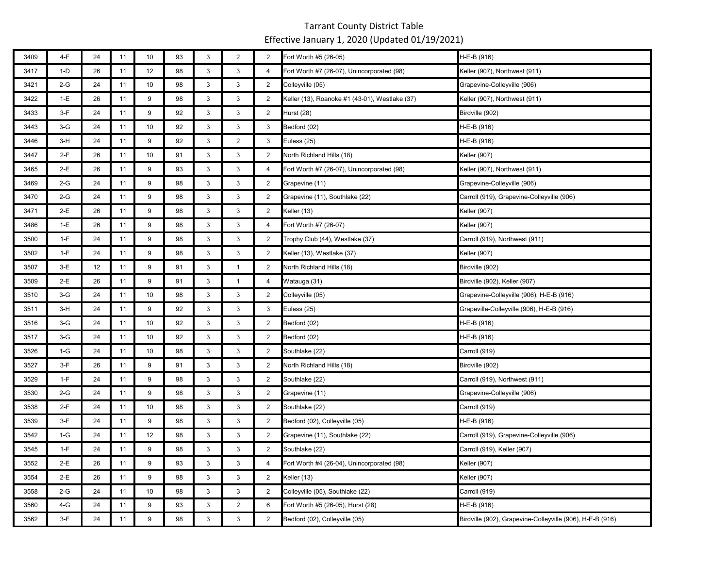Tarrant County District Table
Effective January 1, 2020 (Updated 01/19/2021)

| | | | | | | | | | | |
|---|---|---|---|---|---|---|---|---|---|---|
| 3409 | 4-F | 24 | 11 | 10 | 93 | 3 | 2 | 2 | Fort Worth #5 (26-05) | H-E-B (916) |
| 3417 | 1-D | 26 | 11 | 12 | 98 | 3 | 3 | 4 | Fort Worth #7 (26-07), Unincorporated (98) | Keller (907), Northwest (911) |
| 3421 | 2-G | 24 | 11 | 10 | 98 | 3 | 3 | 2 | Colleyville (05) | Grapevine-Colleyville (906) |
| 3422 | 1-E | 26 | 11 | 9 | 98 | 3 | 3 | 2 | Keller (13), Roanoke #1 (43-01), Westlake (37) | Keller (907), Northwest (911) |
| 3433 | 3-F | 24 | 11 | 9 | 92 | 3 | 3 | 2 | Hurst (28) | Birdville (902) |
| 3443 | 3-G | 24 | 11 | 10 | 92 | 3 | 3 | 3 | Bedford (02) | H-E-B (916) |
| 3446 | 3-H | 24 | 11 | 9 | 92 | 3 | 2 | 3 | Euless (25) | H-E-B (916) |
| 3447 | 2-F | 26 | 11 | 10 | 91 | 3 | 3 | 2 | North Richland Hills (18) | Keller (907) |
| 3465 | 2-E | 26 | 11 | 9 | 93 | 3 | 3 | 4 | Fort Worth #7 (26-07), Unincorporated (98) | Keller (907), Northwest (911) |
| 3469 | 2-G | 24 | 11 | 9 | 98 | 3 | 3 | 2 | Grapevine (11) | Grapevine-Colleyville (906) |
| 3470 | 2-G | 24 | 11 | 9 | 98 | 3 | 3 | 2 | Grapevine (11), Southlake (22) | Carroll (919), Grapevine-Colleyville (906) |
| 3471 | 2-E | 26 | 11 | 9 | 98 | 3 | 3 | 2 | Keller (13) | Keller (907) |
| 3486 | 1-E | 26 | 11 | 9 | 98 | 3 | 3 | 4 | Fort Worth #7 (26-07) | Keller (907) |
| 3500 | 1-F | 24 | 11 | 9 | 98 | 3 | 3 | 2 | Trophy Club (44), Westlake (37) | Carroll (919), Northwest (911) |
| 3502 | 1-F | 24 | 11 | 9 | 98 | 3 | 3 | 2 | Keller (13), Westlake (37) | Keller (907) |
| 3507 | 3-E | 12 | 11 | 9 | 91 | 3 | 1 | 2 | North Richland Hills (18) | Birdville (902) |
| 3509 | 2-E | 26 | 11 | 9 | 91 | 3 | 1 | 4 | Watauga (31) | Birdville (902), Keller (907) |
| 3510 | 3-G | 24 | 11 | 10 | 98 | 3 | 3 | 2 | Colleyville (05) | Grapevine-Colleyville (906), H-E-B (916) |
| 3511 | 3-H | 24 | 11 | 9 | 92 | 3 | 3 | 3 | Euless (25) | Grapeville-Colleyville (906), H-E-B (916) |
| 3516 | 3-G | 24 | 11 | 10 | 92 | 3 | 3 | 2 | Bedford (02) | H-E-B (916) |
| 3517 | 3-G | 24 | 11 | 10 | 92 | 3 | 3 | 2 | Bedford (02) | H-E-B (916) |
| 3526 | 1-G | 24 | 11 | 10 | 98 | 3 | 3 | 2 | Southlake (22) | Carroll (919) |
| 3527 | 3-F | 26 | 11 | 9 | 91 | 3 | 3 | 2 | North Richland Hills (18) | Birdville (902) |
| 3529 | 1-F | 24 | 11 | 9 | 98 | 3 | 3 | 2 | Southlake (22) | Carroll (919), Northwest (911) |
| 3530 | 2-G | 24 | 11 | 9 | 98 | 3 | 3 | 2 | Grapevine (11) | Grapevine-Colleyville (906) |
| 3538 | 2-F | 24 | 11 | 10 | 98 | 3 | 3 | 2 | Southlake (22) | Carroll (919) |
| 3539 | 3-F | 24 | 11 | 9 | 98 | 3 | 3 | 2 | Bedford (02), Colleyville (05) | H-E-B (916) |
| 3542 | 1-G | 24 | 11 | 12 | 98 | 3 | 3 | 2 | Grapevine (11), Southlake (22) | Carroll (919), Grapevine-Colleyville (906) |
| 3545 | 1-F | 24 | 11 | 9 | 98 | 3 | 3 | 2 | Southlake (22) | Carroll (919), Keller (907) |
| 3552 | 2-E | 26 | 11 | 9 | 93 | 3 | 3 | 4 | Fort Worth #4 (26-04), Unincorporated (98) | Keller (907) |
| 3554 | 2-E | 26 | 11 | 9 | 98 | 3 | 3 | 2 | Keller (13) | Keller (907) |
| 3558 | 2-G | 24 | 11 | 10 | 98 | 3 | 3 | 2 | Colleyville (05), Southlake (22) | Carroll (919) |
| 3560 | 4-G | 24 | 11 | 9 | 93 | 3 | 2 | 6 | Fort Worth #5 (26-05), Hurst (28) | H-E-B (916) |
| 3562 | 3-F | 24 | 11 | 9 | 98 | 3 | 3 | 2 | Bedford (02), Colleyville (05) | Birdville (902), Grapevine-Colleyville (906), H-E-B (916) |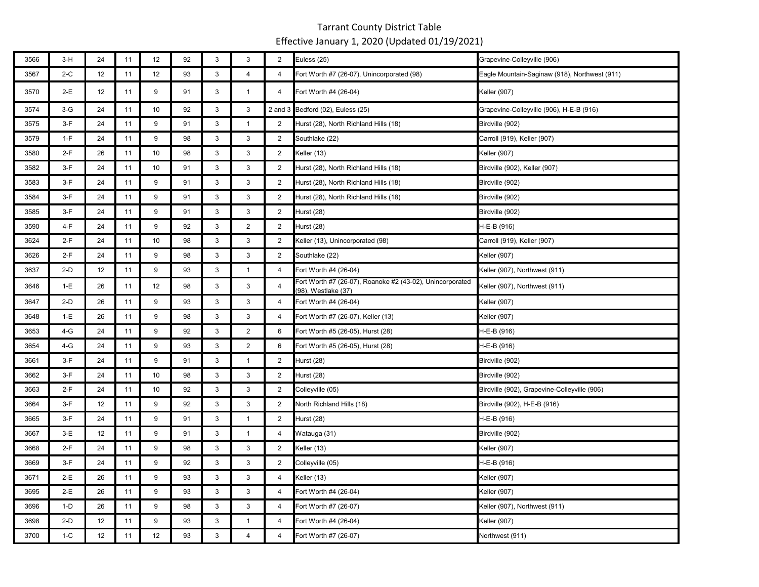# Tarrant County District Table

Effective January 1, 2020 (Updated 01/19/2021)

| | | | | | | | | | | |
|---|---|---|---|---|---|---|---|---|---|---|
| 3566 | 3-H | 24 | 11 | 12 | 92 | 3 | 3 | 2 | Euless (25) | Grapevine-Colleyville (906) |
| 3567 | 2-C | 12 | 11 | 12 | 93 | 3 | 4 | 4 | Fort Worth #7 (26-07), Unincorporated (98) | Eagle Mountain-Saginaw (918), Northwest (911) |
| 3570 | 2-E | 12 | 11 | 9 | 91 | 3 | 1 | 4 | Fort Worth #4 (26-04) | Keller (907) |
| 3574 | 3-G | 24 | 11 | 10 | 92 | 3 | 3 | 2 and 3 | Bedford (02), Euless (25) | Grapevine-Colleyville (906), H-E-B (916) |
| 3575 | 3-F | 24 | 11 | 9 | 91 | 3 | 1 | 2 | Hurst (28), North Richland Hills (18) | Birdville (902) |
| 3579 | 1-F | 24 | 11 | 9 | 98 | 3 | 3 | 2 | Southlake (22) | Carroll (919), Keller (907) |
| 3580 | 2-F | 26 | 11 | 10 | 98 | 3 | 3 | 2 | Keller (13) | Keller (907) |
| 3582 | 3-F | 24 | 11 | 10 | 91 | 3 | 3 | 2 | Hurst (28), North Richland Hills (18) | Birdville (902), Keller (907) |
| 3583 | 3-F | 24 | 11 | 9 | 91 | 3 | 3 | 2 | Hurst (28), North Richland Hills (18) | Birdville (902) |
| 3584 | 3-F | 24 | 11 | 9 | 91 | 3 | 3 | 2 | Hurst (28), North Richland Hills (18) | Birdville (902) |
| 3585 | 3-F | 24 | 11 | 9 | 91 | 3 | 3 | 2 | Hurst (28) | Birdville (902) |
| 3590 | 4-F | 24 | 11 | 9 | 92 | 3 | 2 | 2 | Hurst (28) | H-E-B (916) |
| 3624 | 2-F | 24 | 11 | 10 | 98 | 3 | 3 | 2 | Keller (13), Unincorporated (98) | Carroll (919), Keller (907) |
| 3626 | 2-F | 24 | 11 | 9 | 98 | 3 | 3 | 2 | Southlake (22) | Keller (907) |
| 3637 | 2-D | 12 | 11 | 9 | 93 | 3 | 1 | 4 | Fort Worth #4 (26-04) | Keller (907), Northwest (911) |
| 3646 | 1-E | 26 | 11 | 12 | 98 | 3 | 3 | 4 | Fort Worth #7 (26-07), Roanoke #2 (43-02), Unincorporated (98), Westlake (37) | Keller (907), Northwest (911) |
| 3647 | 2-D | 26 | 11 | 9 | 93 | 3 | 3 | 4 | Fort Worth #4 (26-04) | Keller (907) |
| 3648 | 1-E | 26 | 11 | 9 | 98 | 3 | 3 | 4 | Fort Worth #7 (26-07), Keller (13) | Keller (907) |
| 3653 | 4-G | 24 | 11 | 9 | 92 | 3 | 2 | 6 | Fort Worth #5 (26-05), Hurst (28) | H-E-B (916) |
| 3654 | 4-G | 24 | 11 | 9 | 93 | 3 | 2 | 6 | Fort Worth #5 (26-05), Hurst (28) | H-E-B (916) |
| 3661 | 3-F | 24 | 11 | 9 | 91 | 3 | 1 | 2 | Hurst (28) | Birdville (902) |
| 3662 | 3-F | 24 | 11 | 10 | 98 | 3 | 3 | 2 | Hurst (28) | Birdville (902) |
| 3663 | 2-F | 24 | 11 | 10 | 92 | 3 | 3 | 2 | Colleyville (05) | Birdville (902), Grapevine-Colleyville (906) |
| 3664 | 3-F | 12 | 11 | 9 | 92 | 3 | 3 | 2 | North Richland Hills (18) | Birdville (902), H-E-B (916) |
| 3665 | 3-F | 24 | 11 | 9 | 91 | 3 | 1 | 2 | Hurst (28) | H-E-B (916) |
| 3667 | 3-E | 12 | 11 | 9 | 91 | 3 | 1 | 4 | Watauga (31) | Birdville (902) |
| 3668 | 2-F | 24 | 11 | 9 | 98 | 3 | 3 | 2 | Keller (13) | Keller (907) |
| 3669 | 3-F | 24 | 11 | 9 | 92 | 3 | 3 | 2 | Colleyville (05) | H-E-B (916) |
| 3671 | 2-E | 26 | 11 | 9 | 93 | 3 | 3 | 4 | Keller (13) | Keller (907) |
| 3695 | 2-E | 26 | 11 | 9 | 93 | 3 | 3 | 4 | Fort Worth #4 (26-04) | Keller (907) |
| 3696 | 1-D | 26 | 11 | 9 | 98 | 3 | 3 | 4 | Fort Worth #7 (26-07) | Keller (907), Northwest (911) |
| 3698 | 2-D | 12 | 11 | 9 | 93 | 3 | 1 | 4 | Fort Worth #4 (26-04) | Keller (907) |
| 3700 | 1-C | 12 | 11 | 12 | 93 | 3 | 4 | 4 | Fort Worth #7 (26-07) | Northwest (911) |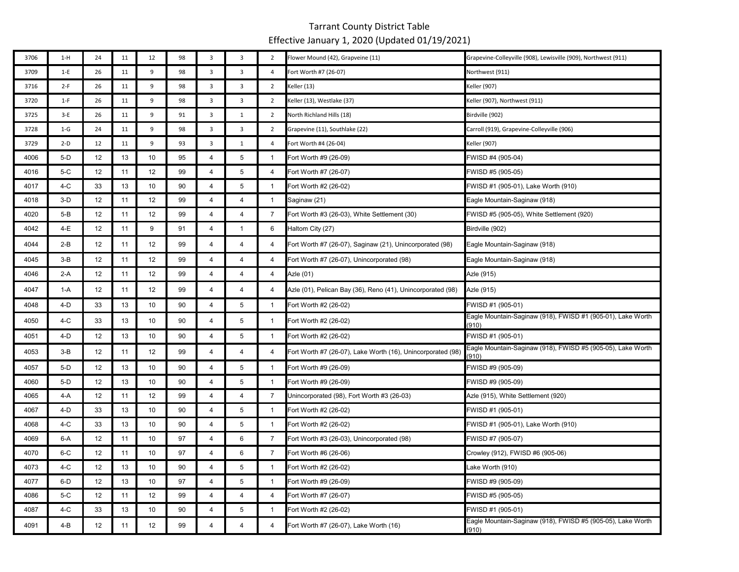# Tarrant County District Table

## Effective January 1, 2020 (Updated 01/19/2021)

| | | | | | | | | | | |
|---|---|---|---|---|---|---|---|---|---|---|
| 3706 | 1-H | 24 | 11 | 12 | 98 | 3 | 3 | 2 | Flower Mound (42), Grapveine (11) | Grapevine-Colleyville (908), Lewisville (909), Northwest (911) |
| 3709 | 1-E | 26 | 11 | 9 | 98 | 3 | 3 | 4 | Fort Worth #7 (26-07) | Northwest (911) |
| 3716 | 2-F | 26 | 11 | 9 | 98 | 3 | 3 | 2 | Keller (13) | Keller (907) |
| 3720 | 1-F | 26 | 11 | 9 | 98 | 3 | 3 | 2 | Keller (13), Westlake (37) | Keller (907), Northwest (911) |
| 3725 | 3-E | 26 | 11 | 9 | 91 | 3 | 1 | 2 | North Richland Hills (18) | Birdville (902) |
| 3728 | 1-G | 24 | 11 | 9 | 98 | 3 | 3 | 2 | Grapevine (11), Southlake (22) | Carroll (919), Grapevine-Colleyville (906) |
| 3729 | 2-D | 12 | 11 | 9 | 93 | 3 | 1 | 4 | Fort Worth #4 (26-04) | Keller (907) |
| 4006 | 5-D | 12 | 13 | 10 | 95 | 4 | 5 | 1 | Fort Worth #9 (26-09) | FWISD #4 (905-04) |
| 4016 | 5-C | 12 | 11 | 12 | 99 | 4 | 5 | 4 | Fort Worth #7 (26-07) | FWISD #5 (905-05) |
| 4017 | 4-C | 33 | 13 | 10 | 90 | 4 | 5 | 1 | Fort Worth #2 (26-02) | FWISD #1 (905-01), Lake Worth (910) |
| 4018 | 3-D | 12 | 11 | 12 | 99 | 4 | 4 | 1 | Saginaw (21) | Eagle Mountain-Saginaw (918) |
| 4020 | 5-B | 12 | 11 | 12 | 99 | 4 | 4 | 7 | Fort Worth #3 (26-03), White Settlement (30) | FWISD #5 (905-05), White Settlement (920) |
| 4042 | 4-E | 12 | 11 | 9 | 91 | 4 | 1 | 6 | Haltom City (27) | Birdville (902) |
| 4044 | 2-B | 12 | 11 | 12 | 99 | 4 | 4 | 4 | Fort Worth #7 (26-07), Saginaw (21), Unincorporated (98) | Eagle Mountain-Saginaw (918) |
| 4045 | 3-B | 12 | 11 | 12 | 99 | 4 | 4 | 4 | Fort Worth #7 (26-07), Unincorporated (98) | Eagle Mountain-Saginaw (918) |
| 4046 | 2-A | 12 | 11 | 12 | 99 | 4 | 4 | 4 | Azle (01) | Azle (915) |
| 4047 | 1-A | 12 | 11 | 12 | 99 | 4 | 4 | 4 | Azle (01), Pelican Bay (36), Reno (41), Unincorporated (98) | Azle (915) |
| 4048 | 4-D | 33 | 13 | 10 | 90 | 4 | 5 | 1 | Fort Worth #2 (26-02) | FWISD #1 (905-01) |
| 4050 | 4-C | 33 | 13 | 10 | 90 | 4 | 5 | 1 | Fort Worth #2 (26-02) | Eagle Mountain-Saginaw (918), FWISD #1 (905-01), Lake Worth (910) |
| 4051 | 4-D | 12 | 13 | 10 | 90 | 4 | 5 | 1 | Fort Worth #2 (26-02) | FWISD #1 (905-01) |
| 4053 | 3-B | 12 | 11 | 12 | 99 | 4 | 4 | 4 | Fort Worth #7 (26-07), Lake Worth (16), Unincorporated (98) | Eagle Mountain-Saginaw (918), FWISD #5 (905-05), Lake Worth (910) |
| 4057 | 5-D | 12 | 13 | 10 | 90 | 4 | 5 | 1 | Fort Worth #9 (26-09) | FWISD #9 (905-09) |
| 4060 | 5-D | 12 | 13 | 10 | 90 | 4 | 5 | 1 | Fort Worth #9 (26-09) | FWISD #9 (905-09) |
| 4065 | 4-A | 12 | 11 | 12 | 99 | 4 | 4 | 7 | Unincorporated (98), Fort Worth #3 (26-03) | Azle (915), White Settlement (920) |
| 4067 | 4-D | 33 | 13 | 10 | 90 | 4 | 5 | 1 | Fort Worth #2 (26-02) | FWISD #1 (905-01) |
| 4068 | 4-C | 33 | 13 | 10 | 90 | 4 | 5 | 1 | Fort Worth #2 (26-02) | FWISD #1 (905-01), Lake Worth (910) |
| 4069 | 6-A | 12 | 11 | 10 | 97 | 4 | 6 | 7 | Fort Worth #3 (26-03), Unincorporated (98) | FWISD #7 (905-07) |
| 4070 | 6-C | 12 | 11 | 10 | 97 | 4 | 6 | 7 | Fort Worth #6 (26-06) | Crowley (912), FWISD #6 (905-06) |
| 4073 | 4-C | 12 | 13 | 10 | 90 | 4 | 5 | 1 | Fort Worth #2 (26-02) | Lake Worth (910) |
| 4077 | 6-D | 12 | 13 | 10 | 97 | 4 | 5 | 1 | Fort Worth #9 (26-09) | FWISD #9 (905-09) |
| 4086 | 5-C | 12 | 11 | 12 | 99 | 4 | 4 | 4 | Fort Worth #7 (26-07) | FWISD #5 (905-05) |
| 4087 | 4-C | 33 | 13 | 10 | 90 | 4 | 5 | 1 | Fort Worth #2 (26-02) | FWISD #1 (905-01) |
| 4091 | 4-B | 12 | 11 | 12 | 99 | 4 | 4 | 4 | Fort Worth #7 (26-07), Lake Worth (16) | Eagle Mountain-Saginaw (918), FWISD #5 (905-05), Lake Worth (910) |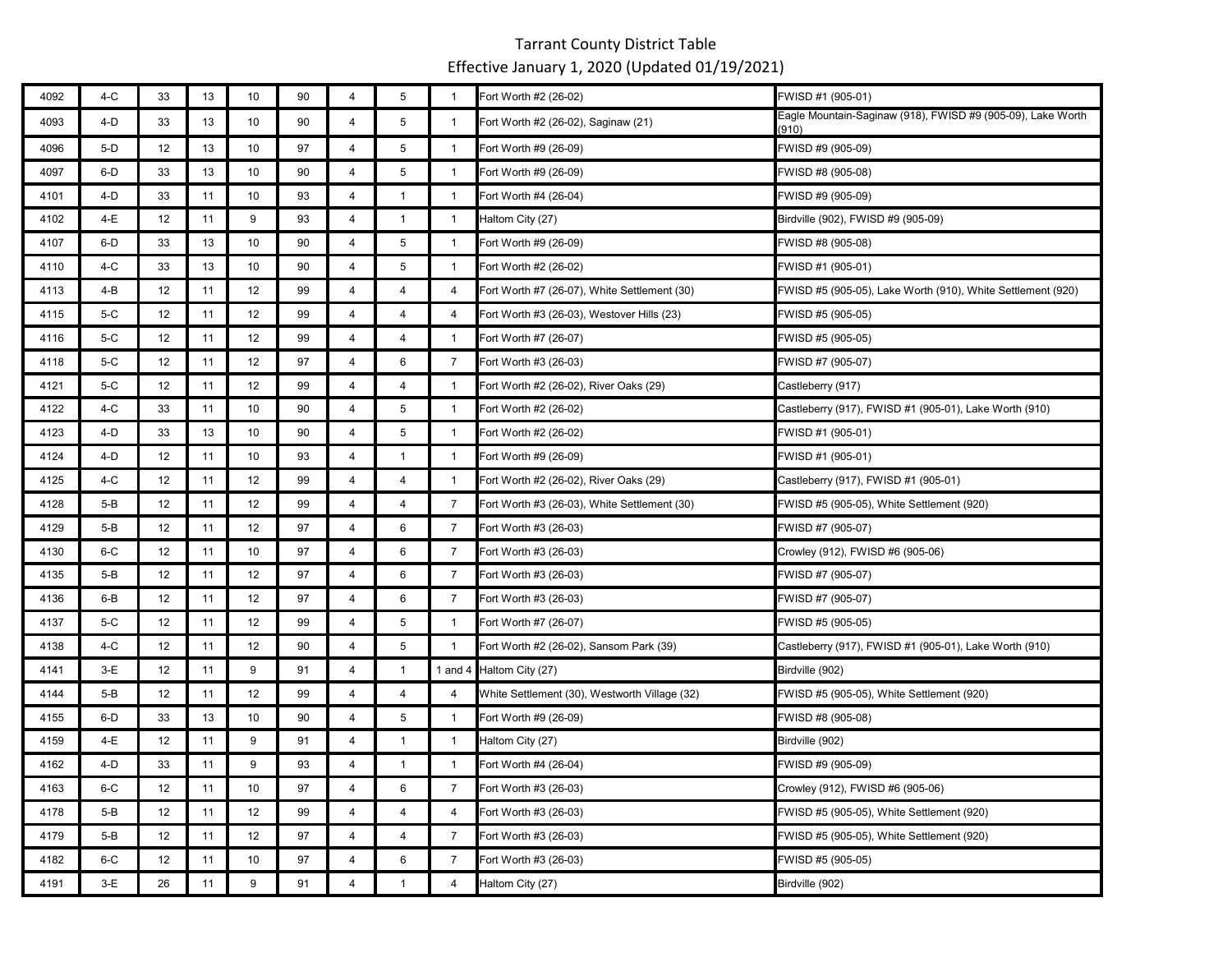# Tarrant County District Table

## Effective January 1, 2020 (Updated 01/19/2021)

| | | | | | | | | | | |
|---|---|---|---|---|---|---|---|---|---|---|
| 4092 | 4-C | 33 | 13 | 10 | 90 | 4 | 5 | 1 | Fort Worth #2 (26-02) | FWISD #1 (905-01) |
| 4093 | 4-D | 33 | 13 | 10 | 90 | 4 | 5 | 1 | Fort Worth #2 (26-02), Saginaw (21) | Eagle Mountain-Saginaw (918), FWISD #9 (905-09), Lake Worth (910) |
| 4096 | 5-D | 12 | 13 | 10 | 97 | 4 | 5 | 1 | Fort Worth #9 (26-09) | FWISD #9 (905-09) |
| 4097 | 6-D | 33 | 13 | 10 | 90 | 4 | 5 | 1 | Fort Worth #9 (26-09) | FWISD #8 (905-08) |
| 4101 | 4-D | 33 | 11 | 10 | 93 | 4 | 1 | 1 | Fort Worth #4 (26-04) | FWISD #9 (905-09) |
| 4102 | 4-E | 12 | 11 | 9 | 93 | 4 | 1 | 1 | Haltom City (27) | Birdville (902), FWISD #9 (905-09) |
| 4107 | 6-D | 33 | 13 | 10 | 90 | 4 | 5 | 1 | Fort Worth #9 (26-09) | FWISD #8 (905-08) |
| 4110 | 4-C | 33 | 13 | 10 | 90 | 4 | 5 | 1 | Fort Worth #2 (26-02) | FWISD #1 (905-01) |
| 4113 | 4-B | 12 | 11 | 12 | 99 | 4 | 4 | 4 | Fort Worth #7 (26-07), White Settlement (30) | FWISD #5 (905-05), Lake Worth (910), White Settlement (920) |
| 4115 | 5-C | 12 | 11 | 12 | 99 | 4 | 4 | 4 | Fort Worth #3 (26-03), Westover Hills (23) | FWISD #5 (905-05) |
| 4116 | 5-C | 12 | 11 | 12 | 99 | 4 | 4 | 1 | Fort Worth #7 (26-07) | FWISD #5 (905-05) |
| 4118 | 5-C | 12 | 11 | 12 | 97 | 4 | 6 | 7 | Fort Worth #3 (26-03) | FWISD #7 (905-07) |
| 4121 | 5-C | 12 | 11 | 12 | 99 | 4 | 4 | 1 | Fort Worth #2 (26-02), River Oaks (29) | Castleberry (917) |
| 4122 | 4-C | 33 | 11 | 10 | 90 | 4 | 5 | 1 | Fort Worth #2 (26-02) | Castleberry (917), FWISD #1 (905-01), Lake Worth (910) |
| 4123 | 4-D | 33 | 13 | 10 | 90 | 4 | 5 | 1 | Fort Worth #2 (26-02) | FWISD #1 (905-01) |
| 4124 | 4-D | 12 | 11 | 10 | 93 | 4 | 1 | 1 | Fort Worth #9 (26-09) | FWISD #1 (905-01) |
| 4125 | 4-C | 12 | 11 | 12 | 99 | 4 | 4 | 1 | Fort Worth #2 (26-02), River Oaks (29) | Castleberry (917), FWISD #1 (905-01) |
| 4128 | 5-B | 12 | 11 | 12 | 99 | 4 | 4 | 7 | Fort Worth #3 (26-03), White Settlement (30) | FWISD #5 (905-05), White Settlement (920) |
| 4129 | 5-B | 12 | 11 | 12 | 97 | 4 | 6 | 7 | Fort Worth #3 (26-03) | FWISD #7 (905-07) |
| 4130 | 6-C | 12 | 11 | 10 | 97 | 4 | 6 | 7 | Fort Worth #3 (26-03) | Crowley (912), FWISD #6 (905-06) |
| 4135 | 5-B | 12 | 11 | 12 | 97 | 4 | 6 | 7 | Fort Worth #3 (26-03) | FWISD #7 (905-07) |
| 4136 | 6-B | 12 | 11 | 12 | 97 | 4 | 6 | 7 | Fort Worth #3 (26-03) | FWISD #7 (905-07) |
| 4137 | 5-C | 12 | 11 | 12 | 99 | 4 | 5 | 1 | Fort Worth #7 (26-07) | FWISD #5 (905-05) |
| 4138 | 4-C | 12 | 11 | 12 | 90 | 4 | 5 | 1 | Fort Worth #2 (26-02), Sansom Park (39) | Castleberry (917), FWISD #1 (905-01), Lake Worth (910) |
| 4141 | 3-E | 12 | 11 | 9 | 91 | 4 | 1 | 1 and 4 | Haltom City (27) | Birdville (902) |
| 4144 | 5-B | 12 | 11 | 12 | 99 | 4 | 4 | 4 | White Settlement (30), Westworth Village (32) | FWISD #5 (905-05), White Settlement (920) |
| 4155 | 6-D | 33 | 13 | 10 | 90 | 4 | 5 | 1 | Fort Worth #9 (26-09) | FWISD #8 (905-08) |
| 4159 | 4-E | 12 | 11 | 9 | 91 | 4 | 1 | 1 | Haltom City (27) | Birdville (902) |
| 4162 | 4-D | 33 | 11 | 9 | 93 | 4 | 1 | 1 | Fort Worth #4 (26-04) | FWISD #9 (905-09) |
| 4163 | 6-C | 12 | 11 | 10 | 97 | 4 | 6 | 7 | Fort Worth #3 (26-03) | Crowley (912), FWISD #6 (905-06) |
| 4178 | 5-B | 12 | 11 | 12 | 99 | 4 | 4 | 4 | Fort Worth #3 (26-03) | FWISD #5 (905-05), White Settlement (920) |
| 4179 | 5-B | 12 | 11 | 12 | 97 | 4 | 4 | 7 | Fort Worth #3 (26-03) | FWISD #5 (905-05), White Settlement (920) |
| 4182 | 6-C | 12 | 11 | 10 | 97 | 4 | 6 | 7 | Fort Worth #3 (26-03) | FWISD #5 (905-05) |
| 4191 | 3-E | 26 | 11 | 9 | 91 | 4 | 1 | 4 | Haltom City (27) | Birdville (902) |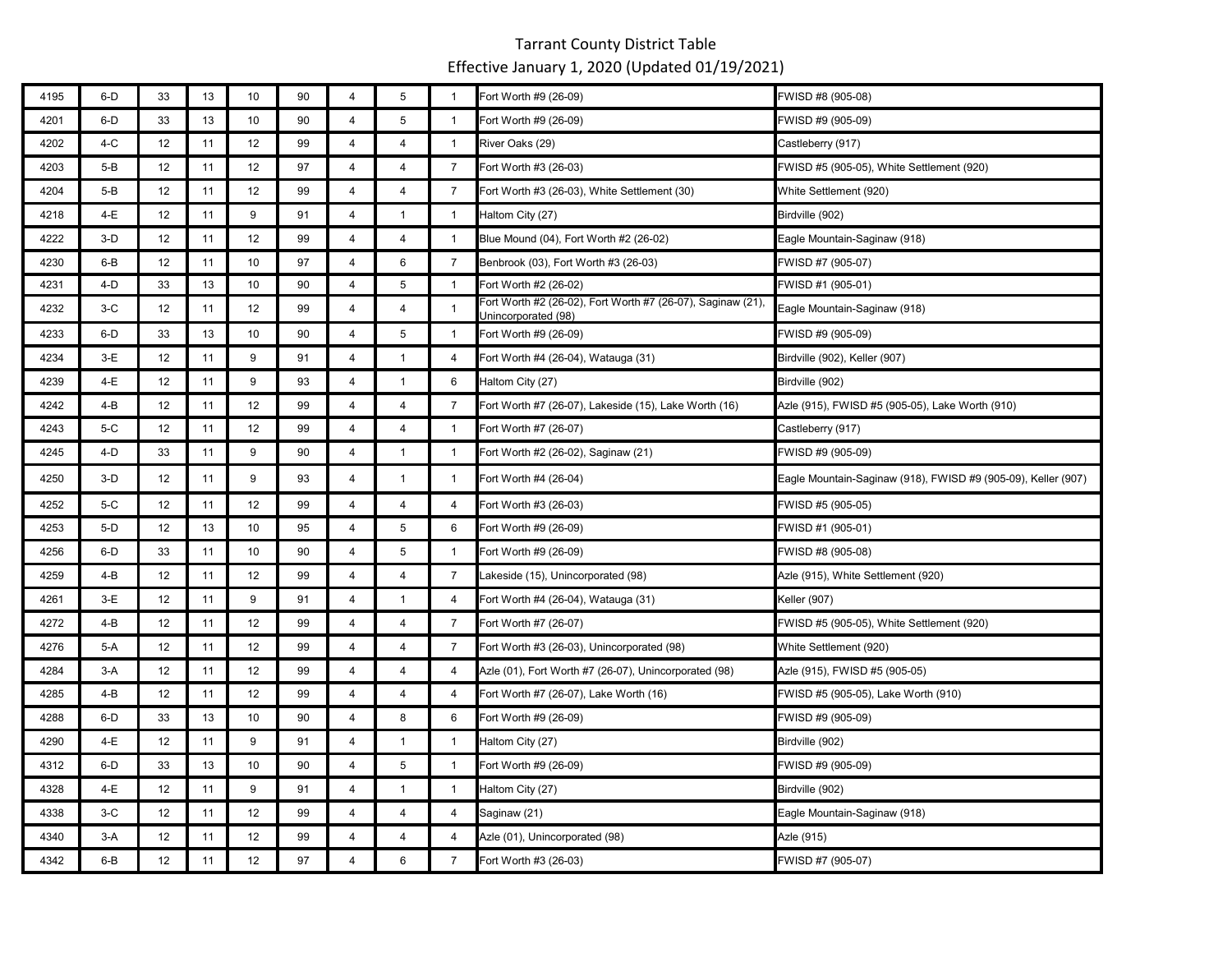# Tarrant County District Table

Effective January 1, 2020 (Updated 01/19/2021)

| | | | | | | | | | | |
|---|---|---|---|---|---|---|---|---|---|---|
| 4195 | 6-D | 33 | 13 | 10 | 90 | 4 | 5 | 1 | Fort Worth #9 (26-09) | FWISD #8 (905-08) |
| 4201 | 6-D | 33 | 13 | 10 | 90 | 4 | 5 | 1 | Fort Worth #9 (26-09) | FWISD #9 (905-09) |
| 4202 | 4-C | 12 | 11 | 12 | 99 | 4 | 4 | 1 | River Oaks (29) | Castleberry (917) |
| 4203 | 5-B | 12 | 11 | 12 | 97 | 4 | 4 | 7 | Fort Worth #3 (26-03) | FWISD #5 (905-05), White Settlement (920) |
| 4204 | 5-B | 12 | 11 | 12 | 99 | 4 | 4 | 7 | Fort Worth #3 (26-03), White Settlement (30) | White Settlement (920) |
| 4218 | 4-E | 12 | 11 | 9 | 91 | 4 | 1 | 1 | Haltom City (27) | Birdville (902) |
| 4222 | 3-D | 12 | 11 | 12 | 99 | 4 | 4 | 1 | Blue Mound (04), Fort Worth #2 (26-02) | Eagle Mountain-Saginaw (918) |
| 4230 | 6-B | 12 | 11 | 10 | 97 | 4 | 6 | 7 | Benbrook (03), Fort Worth #3 (26-03) | FWISD #7 (905-07) |
| 4231 | 4-D | 33 | 13 | 10 | 90 | 4 | 5 | 1 | Fort Worth #2 (26-02) | FWISD #1 (905-01) |
| 4232 | 3-C | 12 | 11 | 12 | 99 | 4 | 4 | 1 | Fort Worth #2 (26-02), Fort Worth #7 (26-07), Saginaw (21), Unincorporated (98) | Eagle Mountain-Saginaw (918) |
| 4233 | 6-D | 33 | 13 | 10 | 90 | 4 | 5 | 1 | Fort Worth #9 (26-09) | FWISD #9 (905-09) |
| 4234 | 3-E | 12 | 11 | 9 | 91 | 4 | 1 | 4 | Fort Worth #4 (26-04), Watauga (31) | Birdville (902), Keller (907) |
| 4239 | 4-E | 12 | 11 | 9 | 93 | 4 | 1 | 6 | Haltom City (27) | Birdville (902) |
| 4242 | 4-B | 12 | 11 | 12 | 99 | 4 | 4 | 7 | Fort Worth #7 (26-07), Lakeside (15), Lake Worth (16) | Azle (915), FWISD #5 (905-05), Lake Worth (910) |
| 4243 | 5-C | 12 | 11 | 12 | 99 | 4 | 4 | 1 | Fort Worth #7 (26-07) | Castleberry (917) |
| 4245 | 4-D | 33 | 11 | 9 | 90 | 4 | 1 | 1 | Fort Worth #2 (26-02), Saginaw (21) | FWISD #9 (905-09) |
| 4250 | 3-D | 12 | 11 | 9 | 93 | 4 | 1 | 1 | Fort Worth #4 (26-04) | Eagle Mountain-Saginaw (918), FWISD #9 (905-09), Keller (907) |
| 4252 | 5-C | 12 | 11 | 12 | 99 | 4 | 4 | 4 | Fort Worth #3 (26-03) | FWISD #5 (905-05) |
| 4253 | 5-D | 12 | 13 | 10 | 95 | 4 | 5 | 6 | Fort Worth #9 (26-09) | FWISD #1 (905-01) |
| 4256 | 6-D | 33 | 11 | 10 | 90 | 4 | 5 | 1 | Fort Worth #9 (26-09) | FWISD #8 (905-08) |
| 4259 | 4-B | 12 | 11 | 12 | 99 | 4 | 4 | 7 | Lakeside (15), Unincorporated (98) | Azle (915), White Settlement (920) |
| 4261 | 3-E | 12 | 11 | 9 | 91 | 4 | 1 | 4 | Fort Worth #4 (26-04), Watauga (31) | Keller (907) |
| 4272 | 4-B | 12 | 11 | 12 | 99 | 4 | 4 | 7 | Fort Worth #7 (26-07) | FWISD #5 (905-05), White Settlement (920) |
| 4276 | 5-A | 12 | 11 | 12 | 99 | 4 | 4 | 7 | Fort Worth #3 (26-03), Unincorporated (98) | White Settlement (920) |
| 4284 | 3-A | 12 | 11 | 12 | 99 | 4 | 4 | 4 | Azle (01), Fort Worth #7 (26-07), Unincorporated (98) | Azle (915), FWISD #5 (905-05) |
| 4285 | 4-B | 12 | 11 | 12 | 99 | 4 | 4 | 4 | Fort Worth #7 (26-07), Lake Worth (16) | FWISD #5 (905-05), Lake Worth (910) |
| 4288 | 6-D | 33 | 13 | 10 | 90 | 4 | 8 | 6 | Fort Worth #9 (26-09) | FWISD #9 (905-09) |
| 4290 | 4-E | 12 | 11 | 9 | 91 | 4 | 1 | 1 | Haltom City (27) | Birdville (902) |
| 4312 | 6-D | 33 | 13 | 10 | 90 | 4 | 5 | 1 | Fort Worth #9 (26-09) | FWISD #9 (905-09) |
| 4328 | 4-E | 12 | 11 | 9 | 91 | 4 | 1 | 1 | Haltom City (27) | Birdville (902) |
| 4338 | 3-C | 12 | 11 | 12 | 99 | 4 | 4 | 4 | Saginaw (21) | Eagle Mountain-Saginaw (918) |
| 4340 | 3-A | 12 | 11 | 12 | 99 | 4 | 4 | 4 | Azle (01), Unincorporated (98) | Azle (915) |
| 4342 | 6-B | 12 | 11 | 12 | 97 | 4 | 6 | 7 | Fort Worth #3 (26-03) | FWISD #7 (905-07) |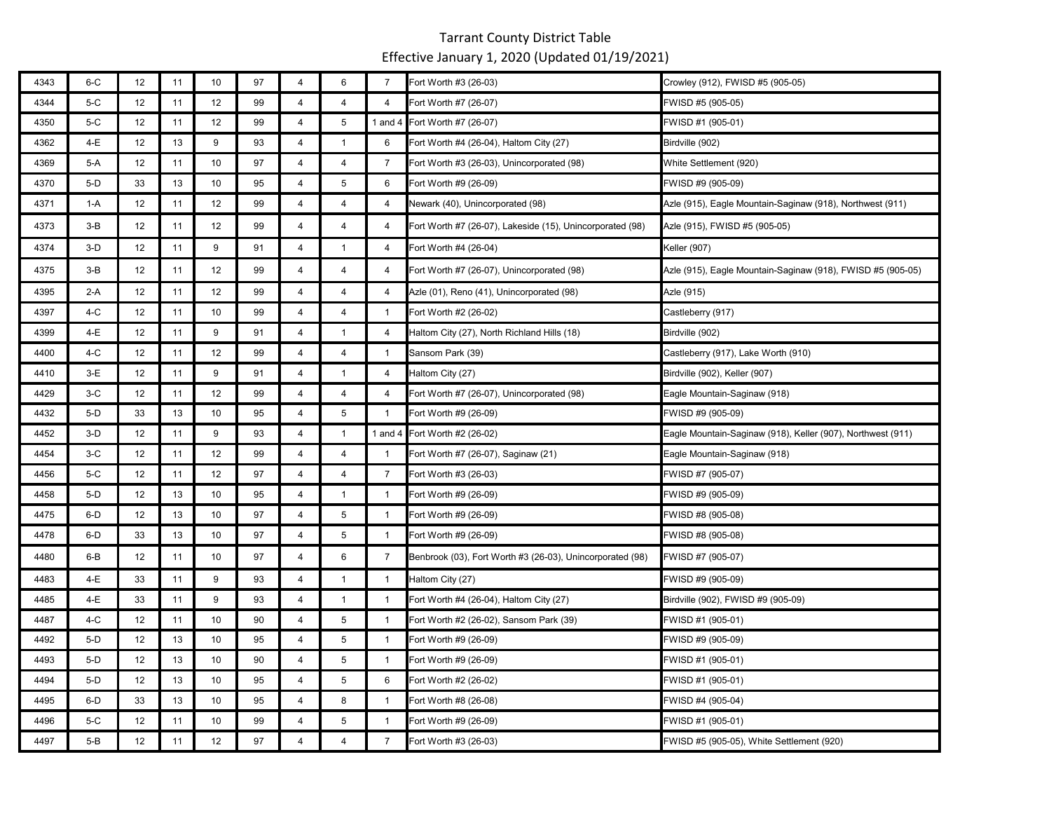# Tarrant County District Table

Effective January 1, 2020 (Updated 01/19/2021)

| | | | | | | | | | | |
|---|---|---|---|---|---|---|---|---|---|---|
| 4343 | 6-C | 12 | 11 | 10 | 97 | 4 | 6 | 7 | Fort Worth #3 (26-03) | Crowley (912), FWISD #5 (905-05) |
| 4344 | 5-C | 12 | 11 | 12 | 99 | 4 | 4 | 4 | Fort Worth #7 (26-07) | FWISD #5 (905-05) |
| 4350 | 5-C | 12 | 11 | 12 | 99 | 4 | 5 | 1 and 4 | Fort Worth #7 (26-07) | FWISD #1 (905-01) |
| 4362 | 4-E | 12 | 13 | 9 | 93 | 4 | 1 | 6 | Fort Worth #4 (26-04), Haltom City (27) | Birdville (902) |
| 4369 | 5-A | 12 | 11 | 10 | 97 | 4 | 4 | 7 | Fort Worth #3 (26-03), Unincorporated (98) | White Settlement (920) |
| 4370 | 5-D | 33 | 13 | 10 | 95 | 4 | 5 | 6 | Fort Worth #9 (26-09) | FWISD #9 (905-09) |
| 4371 | 1-A | 12 | 11 | 12 | 99 | 4 | 4 | 4 | Newark (40), Unincorporated (98) | Azle (915), Eagle Mountain-Saginaw (918), Northwest (911) |
| 4373 | 3-B | 12 | 11 | 12 | 99 | 4 | 4 | 4 | Fort Worth #7 (26-07), Lakeside (15), Unincorporated (98) | Azle (915), FWISD #5 (905-05) |
| 4374 | 3-D | 12 | 11 | 9 | 91 | 4 | 1 | 4 | Fort Worth #4 (26-04) | Keller (907) |
| 4375 | 3-B | 12 | 11 | 12 | 99 | 4 | 4 | 4 | Fort Worth #7 (26-07), Unincorporated (98) | Azle (915), Eagle Mountain-Saginaw (918), FWISD #5 (905-05) |
| 4395 | 2-A | 12 | 11 | 12 | 99 | 4 | 4 | 4 | Azle (01), Reno (41), Unincorporated (98) | Azle (915) |
| 4397 | 4-C | 12 | 11 | 10 | 99 | 4 | 4 | 1 | Fort Worth #2 (26-02) | Castleberry (917) |
| 4399 | 4-E | 12 | 11 | 9 | 91 | 4 | 1 | 4 | Haltom City (27), North Richland Hills (18) | Birdville (902) |
| 4400 | 4-C | 12 | 11 | 12 | 99 | 4 | 4 | 1 | Sansom Park (39) | Castleberry (917), Lake Worth (910) |
| 4410 | 3-E | 12 | 11 | 9 | 91 | 4 | 1 | 4 | Haltom City (27) | Birdville (902), Keller (907) |
| 4429 | 3-C | 12 | 11 | 12 | 99 | 4 | 4 | 4 | Fort Worth #7 (26-07), Unincorporated (98) | Eagle Mountain-Saginaw (918) |
| 4432 | 5-D | 33 | 13 | 10 | 95 | 4 | 5 | 1 | Fort Worth #9 (26-09) | FWISD #9 (905-09) |
| 4452 | 3-D | 12 | 11 | 9 | 93 | 4 | 1 | 1 and 4 | Fort Worth #2 (26-02) | Eagle Mountain-Saginaw (918), Keller (907), Northwest (911) |
| 4454 | 3-C | 12 | 11 | 12 | 99 | 4 | 4 | 1 | Fort Worth #7 (26-07), Saginaw (21) | Eagle Mountain-Saginaw (918) |
| 4456 | 5-C | 12 | 11 | 12 | 97 | 4 | 4 | 7 | Fort Worth #3 (26-03) | FWISD #7 (905-07) |
| 4458 | 5-D | 12 | 13 | 10 | 95 | 4 | 1 | 1 | Fort Worth #9 (26-09) | FWISD #9 (905-09) |
| 4475 | 6-D | 12 | 13 | 10 | 97 | 4 | 5 | 1 | Fort Worth #9 (26-09) | FWISD #8 (905-08) |
| 4478 | 6-D | 33 | 13 | 10 | 97 | 4 | 5 | 1 | Fort Worth #9 (26-09) | FWISD #8 (905-08) |
| 4480 | 6-B | 12 | 11 | 10 | 97 | 4 | 6 | 7 | Benbrook (03), Fort Worth #3 (26-03), Unincorporated (98) | FWISD #7 (905-07) |
| 4483 | 4-E | 33 | 11 | 9 | 93 | 4 | 1 | 1 | Haltom City (27) | FWISD #9 (905-09) |
| 4485 | 4-E | 33 | 11 | 9 | 93 | 4 | 1 | 1 | Fort Worth #4 (26-04), Haltom City (27) | Birdville (902), FWISD #9 (905-09) |
| 4487 | 4-C | 12 | 11 | 10 | 90 | 4 | 5 | 1 | Fort Worth #2 (26-02), Sansom Park (39) | FWISD #1 (905-01) |
| 4492 | 5-D | 12 | 13 | 10 | 95 | 4 | 5 | 1 | Fort Worth #9 (26-09) | FWISD #9 (905-09) |
| 4493 | 5-D | 12 | 13 | 10 | 90 | 4 | 5 | 1 | Fort Worth #9 (26-09) | FWISD #1 (905-01) |
| 4494 | 5-D | 12 | 13 | 10 | 95 | 4 | 5 | 6 | Fort Worth #2 (26-02) | FWISD #1 (905-01) |
| 4495 | 6-D | 33 | 13 | 10 | 95 | 4 | 8 | 1 | Fort Worth #8 (26-08) | FWISD #4 (905-04) |
| 4496 | 5-C | 12 | 11 | 10 | 99 | 4 | 5 | 1 | Fort Worth #9 (26-09) | FWISD #1 (905-01) |
| 4497 | 5-B | 12 | 11 | 12 | 97 | 4 | 4 | 7 | Fort Worth #3 (26-03) | FWISD #5 (905-05), White Settlement (920) |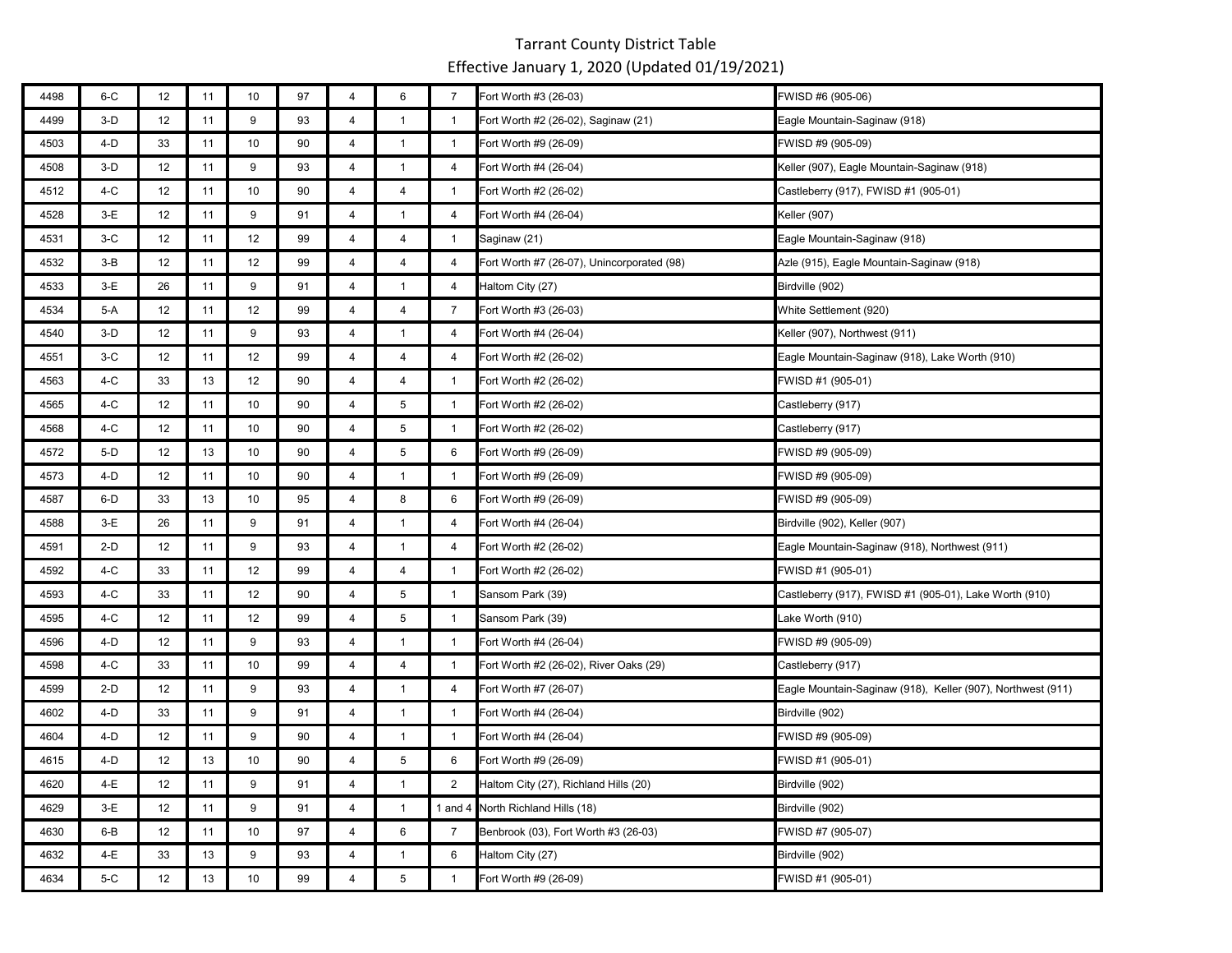# Tarrant County District Table

Effective January 1, 2020 (Updated 01/19/2021)

| | | | | | | | | | | |
|---|---|---|---|---|---|---|---|---|---|---|
| 4498 | 6-C | 12 | 11 | 10 | 97 | 4 | 6 | 7 | Fort Worth #3 (26-03) | FWISD #6 (905-06) |
| 4499 | 3-D | 12 | 11 | 9 | 93 | 4 | 1 | 1 | Fort Worth #2 (26-02), Saginaw (21) | Eagle Mountain-Saginaw (918) |
| 4503 | 4-D | 33 | 11 | 10 | 90 | 4 | 1 | 1 | Fort Worth #9 (26-09) | FWISD #9 (905-09) |
| 4508 | 3-D | 12 | 11 | 9 | 93 | 4 | 1 | 4 | Fort Worth #4 (26-04) | Keller (907), Eagle Mountain-Saginaw (918) |
| 4512 | 4-C | 12 | 11 | 10 | 90 | 4 | 4 | 1 | Fort Worth #2 (26-02) | Castleberry (917), FWISD #1 (905-01) |
| 4528 | 3-E | 12 | 11 | 9 | 91 | 4 | 1 | 4 | Fort Worth #4 (26-04) | Keller (907) |
| 4531 | 3-C | 12 | 11 | 12 | 99 | 4 | 4 | 1 | Saginaw (21) | Eagle Mountain-Saginaw (918) |
| 4532 | 3-B | 12 | 11 | 12 | 99 | 4 | 4 | 4 | Fort Worth #7 (26-07), Unincorporated (98) | Azle (915), Eagle Mountain-Saginaw (918) |
| 4533 | 3-E | 26 | 11 | 9 | 91 | 4 | 1 | 4 | Haltom City (27) | Birdville (902) |
| 4534 | 5-A | 12 | 11 | 12 | 99 | 4 | 4 | 7 | Fort Worth #3 (26-03) | White Settlement (920) |
| 4540 | 3-D | 12 | 11 | 9 | 93 | 4 | 1 | 4 | Fort Worth #4 (26-04) | Keller (907), Northwest (911) |
| 4551 | 3-C | 12 | 11 | 12 | 99 | 4 | 4 | 4 | Fort Worth #2 (26-02) | Eagle Mountain-Saginaw (918), Lake Worth (910) |
| 4563 | 4-C | 33 | 13 | 12 | 90 | 4 | 4 | 1 | Fort Worth #2 (26-02) | FWISD #1 (905-01) |
| 4565 | 4-C | 12 | 11 | 10 | 90 | 4 | 5 | 1 | Fort Worth #2 (26-02) | Castleberry (917) |
| 4568 | 4-C | 12 | 11 | 10 | 90 | 4 | 5 | 1 | Fort Worth #2 (26-02) | Castleberry (917) |
| 4572 | 5-D | 12 | 13 | 10 | 90 | 4 | 5 | 6 | Fort Worth #9 (26-09) | FWISD #9 (905-09) |
| 4573 | 4-D | 12 | 11 | 10 | 90 | 4 | 1 | 1 | Fort Worth #9 (26-09) | FWISD #9 (905-09) |
| 4587 | 6-D | 33 | 13 | 10 | 95 | 4 | 8 | 6 | Fort Worth #9 (26-09) | FWISD #9 (905-09) |
| 4588 | 3-E | 26 | 11 | 9 | 91 | 4 | 1 | 4 | Fort Worth #4 (26-04) | Birdville (902), Keller (907) |
| 4591 | 2-D | 12 | 11 | 9 | 93 | 4 | 1 | 4 | Fort Worth #2 (26-02) | Eagle Mountain-Saginaw (918), Northwest (911) |
| 4592 | 4-C | 33 | 11 | 12 | 99 | 4 | 4 | 1 | Fort Worth #2 (26-02) | FWISD #1 (905-01) |
| 4593 | 4-C | 33 | 11 | 12 | 90 | 4 | 5 | 1 | Sansom Park (39) | Castleberry (917), FWISD #1 (905-01), Lake Worth (910) |
| 4595 | 4-C | 12 | 11 | 12 | 99 | 4 | 5 | 1 | Sansom Park (39) | Lake Worth (910) |
| 4596 | 4-D | 12 | 11 | 9 | 93 | 4 | 1 | 1 | Fort Worth #4 (26-04) | FWISD #9 (905-09) |
| 4598 | 4-C | 33 | 11 | 10 | 99 | 4 | 4 | 1 | Fort Worth #2 (26-02), River Oaks (29) | Castleberry (917) |
| 4599 | 2-D | 12 | 11 | 9 | 93 | 4 | 1 | 4 | Fort Worth #7 (26-07) | Eagle Mountain-Saginaw (918), Keller (907), Northwest (911) |
| 4602 | 4-D | 33 | 11 | 9 | 91 | 4 | 1 | 1 | Fort Worth #4 (26-04) | Birdville (902) |
| 4604 | 4-D | 12 | 11 | 9 | 90 | 4 | 1 | 1 | Fort Worth #4 (26-04) | FWISD #9 (905-09) |
| 4615 | 4-D | 12 | 13 | 10 | 90 | 4 | 5 | 6 | Fort Worth #9 (26-09) | FWISD #1 (905-01) |
| 4620 | 4-E | 12 | 11 | 9 | 91 | 4 | 1 | 2 | Haltom City (27), Richland Hills (20) | Birdville (902) |
| 4629 | 3-E | 12 | 11 | 9 | 91 | 4 | 1 | 1 and 4 | North Richland Hills (18) | Birdville (902) |
| 4630 | 6-B | 12 | 11 | 10 | 97 | 4 | 6 | 7 | Benbrook (03), Fort Worth #3 (26-03) | FWISD #7 (905-07) |
| 4632 | 4-E | 33 | 13 | 9 | 93 | 4 | 1 | 6 | Haltom City (27) | Birdville (902) |
| 4634 | 5-C | 12 | 13 | 10 | 99 | 4 | 5 | 1 | Fort Worth #9 (26-09) | FWISD #1 (905-01) |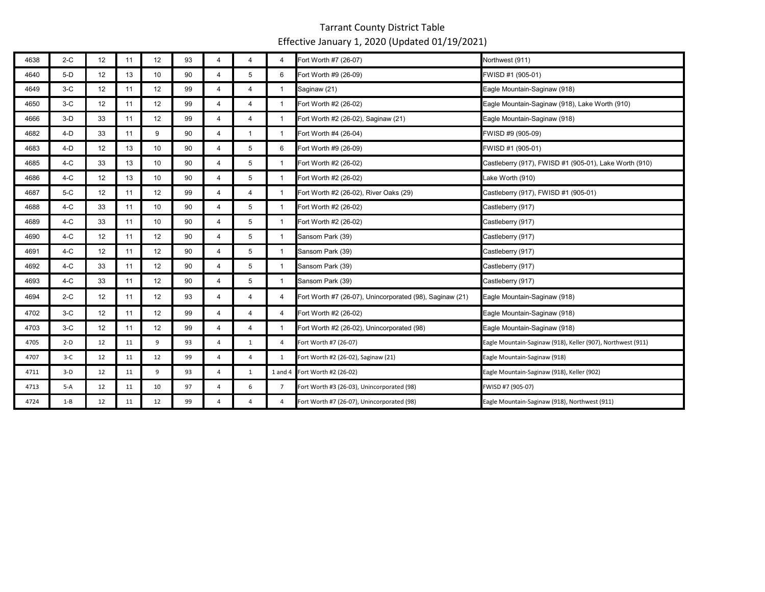# Tarrant County District Table

## Effective January 1, 2020 (Updated 01/19/2021)

| | | | | | | | | | | |
|---|---|---|---|---|---|---|---|---|---|---|
| 4638 | 2-C | 12 | 11 | 12 | 93 | 4 | 4 | 4 | Fort Worth #7 (26-07) | Northwest (911) |
| 4640 | 5-D | 12 | 13 | 10 | 90 | 4 | 5 | 6 | Fort Worth #9 (26-09) | FWISD #1 (905-01) |
| 4649 | 3-C | 12 | 11 | 12 | 99 | 4 | 4 | 1 | Saginaw (21) | Eagle Mountain-Saginaw (918) |
| 4650 | 3-C | 12 | 11 | 12 | 99 | 4 | 4 | 1 | Fort Worth #2 (26-02) | Eagle Mountain-Saginaw (918), Lake Worth (910) |
| 4666 | 3-D | 33 | 11 | 12 | 99 | 4 | 4 | 1 | Fort Worth #2 (26-02), Saginaw (21) | Eagle Mountain-Saginaw (918) |
| 4682 | 4-D | 33 | 11 | 9 | 90 | 4 | 1 | 1 | Fort Worth #4 (26-04) | FWISD #9 (905-09) |
| 4683 | 4-D | 12 | 13 | 10 | 90 | 4 | 5 | 6 | Fort Worth #9 (26-09) | FWISD #1 (905-01) |
| 4685 | 4-C | 33 | 13 | 10 | 90 | 4 | 5 | 1 | Fort Worth #2 (26-02) | Castleberry (917), FWISD #1 (905-01), Lake Worth (910) |
| 4686 | 4-C | 12 | 13 | 10 | 90 | 4 | 5 | 1 | Fort Worth #2 (26-02) | Lake Worth (910) |
| 4687 | 5-C | 12 | 11 | 12 | 99 | 4 | 4 | 1 | Fort Worth #2 (26-02), River Oaks (29) | Castleberry (917), FWISD #1 (905-01) |
| 4688 | 4-C | 33 | 11 | 10 | 90 | 4 | 5 | 1 | Fort Worth #2 (26-02) | Castleberry (917) |
| 4689 | 4-C | 33 | 11 | 10 | 90 | 4 | 5 | 1 | Fort Worth #2 (26-02) | Castleberry (917) |
| 4690 | 4-C | 12 | 11 | 12 | 90 | 4 | 5 | 1 | Sansom Park (39) | Castleberry (917) |
| 4691 | 4-C | 12 | 11 | 12 | 90 | 4 | 5 | 1 | Sansom Park (39) | Castleberry (917) |
| 4692 | 4-C | 33 | 11 | 12 | 90 | 4 | 5 | 1 | Sansom Park (39) | Castleberry (917) |
| 4693 | 4-C | 33 | 11 | 12 | 90 | 4 | 5 | 1 | Sansom Park (39) | Castleberry (917) |
| 4694 | 2-C | 12 | 11 | 12 | 93 | 4 | 4 | 4 | Fort Worth #7 (26-07), Unincorporated (98), Saginaw (21) | Eagle Mountain-Saginaw (918) |
| 4702 | 3-C | 12 | 11 | 12 | 99 | 4 | 4 | 4 | Fort Worth #2 (26-02) | Eagle Mountain-Saginaw (918) |
| 4703 | 3-C | 12 | 11 | 12 | 99 | 4 | 4 | 1 | Fort Worth #2 (26-02), Unincorporated (98) | Eagle Mountain-Saginaw (918) |
| 4705 | 2-D | 12 | 11 | 9 | 93 | 4 | 1 | 4 | Fort Worth #7 (26-07) | Eagle Mountain-Saginaw (918), Keller (907), Northwest (911) |
| 4707 | 3-C | 12 | 11 | 12 | 99 | 4 | 4 | 1 | Fort Worth #2 (26-02), Saginaw (21) | Eagle Mountain-Saginaw (918) |
| 4711 | 3-D | 12 | 11 | 9 | 93 | 4 | 1 | 1 and 4 | Fort Worth #2 (26-02) | Eagle Mountain-Saginaw (918), Keller (902) |
| 4713 | 5-A | 12 | 11 | 10 | 97 | 4 | 6 | 7 | Fort Worth #3 (26-03), Unincorporated (98) | FWISD #7 (905-07) |
| 4724 | 1-B | 12 | 11 | 12 | 99 | 4 | 4 | 4 | Fort Worth #7 (26-07), Unincorporated (98) | Eagle Mountain-Saginaw (918), Northwest (911) |